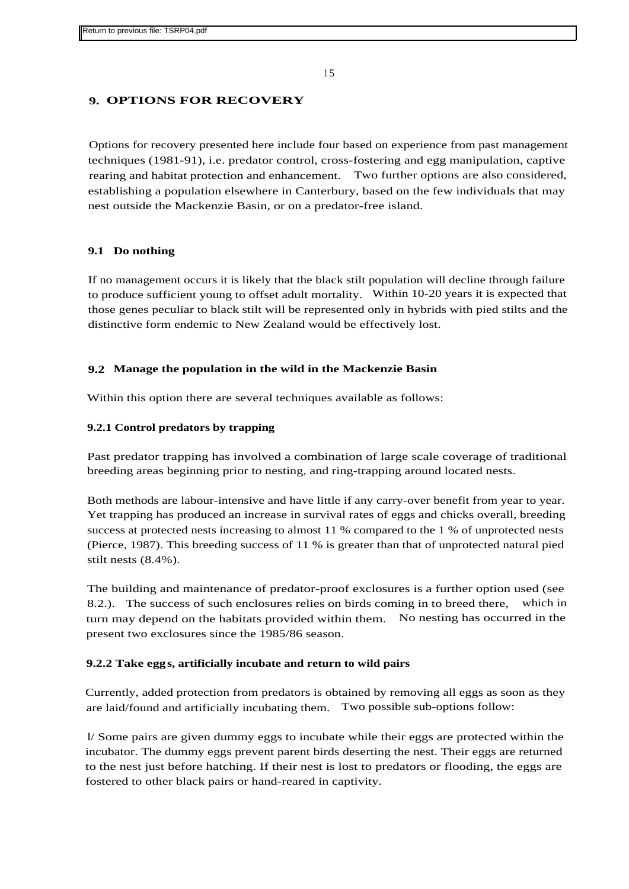Return to previous file: TSRP04.pdf

## 9. OPTIONS FOR RECOVERY

Options for recovery presented here include four based on experience from past management techniques (1981-91), i.e. predator control, cross-fostering and egg manipulation, captive rearing and habitat protection and enhancement. Two further options are also considered, establishing a population elsewhere in Canterbury, based on the few individuals that may nest outside the Mackenzie Basin, or on a predator-free island.

### 9.1 Do nothing

If no management occurs it is likely that the black stilt population will decline through failure to produce sufficient young to offset adult mortality. Within 10-20 years it is expected that those genes peculiar to black stilt will be represented only in hybrids with pied stilts and the distinctive form endemic to New Zealand would be effectively lost.

### 9.2 Manage the population in the wild in the Mackenzie Basin

Within this option there are several techniques available as follows:

#### 9.2.1 Control predators by trapping

Past predator trapping has involved a combination of large scale coverage of traditional breeding areas beginning prior to nesting, and ring-trapping around located nests.

Both methods are labour-intensive and have little if any carry-over benefit from year to year. Yet trapping has produced an increase in survival rates of eggs and chicks overall, breeding success at protected nests increasing to almost 11 % compared to the 1 % of unprotected nests (Pierce, 1987). This breeding success of 11 % is greater than that of unprotected natural pied stilt nests (8.4%).

The building and maintenance of predator-proof exclosures is a further option used (see 8.2.). The success of such enclosures relies on birds coming in to breed there, which in turn may depend on the habitats provided within them. No nesting has occurred in the present two exclosures since the 1985/86 season.

#### 9.2.2 Take eggs, artificially incubate and return to wild pairs

Currently, added protection from predators is obtained by removing all eggs as soon as they are laid/found and artificially incubating them. Two possible sub-options follow:

l/ Some pairs are given dummy eggs to incubate while their eggs are protected within the incubator. The dummy eggs prevent parent birds deserting the nest. Their eggs are returned to the nest just before hatching. If their nest is lost to predators or flooding, the eggs are fostered to other black pairs or hand-reared in captivity.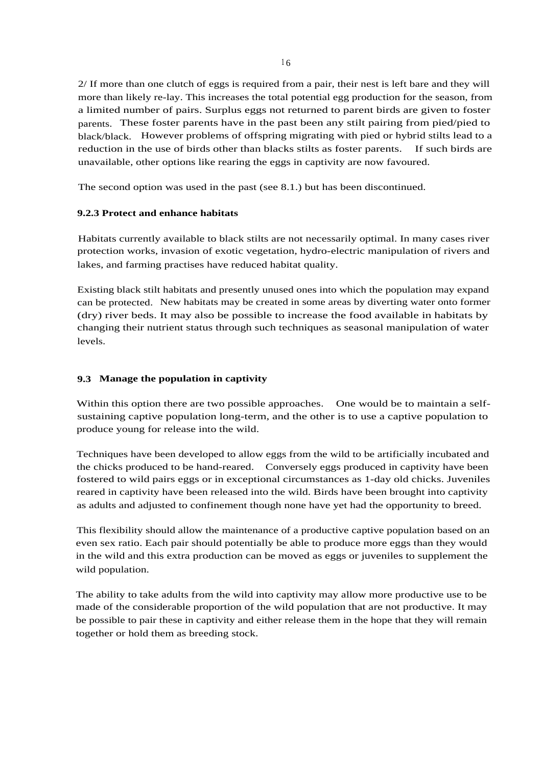2/ If more than one clutch of eggs is required from a pair, their nest is left bare and they will more than likely re-lay. This increases the total potential egg production for the season, from a limited number of pairs. Surplus eggs not returned to parent birds are given to foster parents. These foster parents have in the past been any stilt pairing from pied/pied to black/black. However problems of offspring migrating with pied or hybrid stilts lead to a reduction in the use of birds other than blacks stilts as foster parents. If such birds are unavailable, other options like rearing the eggs in captivity are now favoured.

The second option was used in the past (see 8.1.) but has been discontinued.

### 9.2.3 Protect and enhance habitats

Habitats currently available to black stilts are not necessarily optimal. In many cases river protection works, invasion of exotic vegetation, hydro-electric manipulation of rivers and lakes, and farming practises have reduced habitat quality.

Existing black stilt habitats and presently unused ones into which the population may expand can be protected. New habitats may be created in some areas by diverting water onto former (dry) river beds. It may also be possible to increase the food available in habitats by changing their nutrient status through such techniques as seasonal manipulation of water levels.

## 9.3 Manage the population in captivity

Within this option there are two possible approaches. One would be to maintain a self-sustaining captive population long-term, and the other is to use a captive population to produce young for release into the wild.

Techniques have been developed to allow eggs from the wild to be artificially incubated and the chicks produced to be hand-reared. Conversely eggs produced in captivity have been fostered to wild pairs eggs or in exceptional circumstances as 1-day old chicks. Juveniles reared in captivity have been released into the wild. Birds have been brought into captivity as adults and adjusted to confinement though none have yet had the opportunity to breed.

This flexibility should allow the maintenance of a productive captive population based on an even sex ratio. Each pair should potentially be able to produce more eggs than they would in the wild and this extra production can be moved as eggs or juveniles to supplement the wild population.

The ability to take adults from the wild into captivity may allow more productive use to be made of the considerable proportion of the wild population that are not productive. It may be possible to pair these in captivity and either release them in the hope that they will remain together or hold them as breeding stock.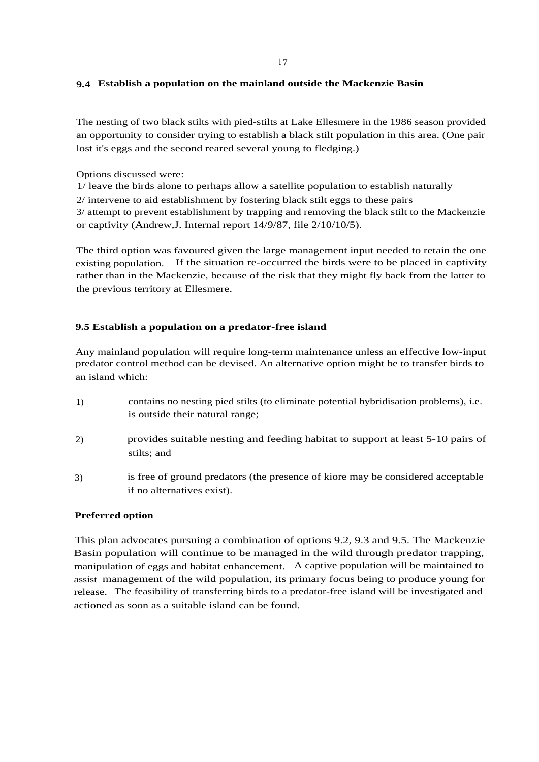## 9.4 Establish a population on the mainland outside the Mackenzie Basin

The nesting of two black stilts with pied-stilts at Lake Ellesmere in the 1986 season provided an opportunity to consider trying to establish a black stilt population in this area. (One pair lost it's eggs and the second reared several young to fledging.)

Options discussed were:

1/ leave the birds alone to perhaps allow a satellite population to establish naturally
2/ intervene to aid establishment by fostering black stilt eggs to these pairs
3/ attempt to prevent establishment by trapping and removing the black stilt to the Mackenzie or captivity (Andrew,J. Internal report 14/9/87, file 2/10/10/5).

The third option was favoured given the large management input needed to retain the one existing population. If the situation re-occurred the birds were to be placed in captivity rather than in the Mackenzie, because of the risk that they might fly back from the latter to the previous territory at Ellesmere.

## 9.5 Establish a population on a predator-free island

Any mainland population will require long-term maintenance unless an effective low-input predator control method can be devised. An alternative option might be to transfer birds to an island which:

1) contains no nesting pied stilts (to eliminate potential hybridisation problems), i.e. is outside their natural range;

2) provides suitable nesting and feeding habitat to support at least 5-10 pairs of stilts; and

3) is free of ground predators (the presence of kiore may be considered acceptable if no alternatives exist).

**Preferred option**

This plan advocates pursuing a combination of options 9.2, 9.3 and 9.5. The Mackenzie Basin population will continue to be managed in the wild through predator trapping, manipulation of eggs and habitat enhancement. A captive population will be maintained to assist management of the wild population, its primary focus being to produce young for release. The feasibility of transferring birds to a predator-free island will be investigated and actioned as soon as a suitable island can be found.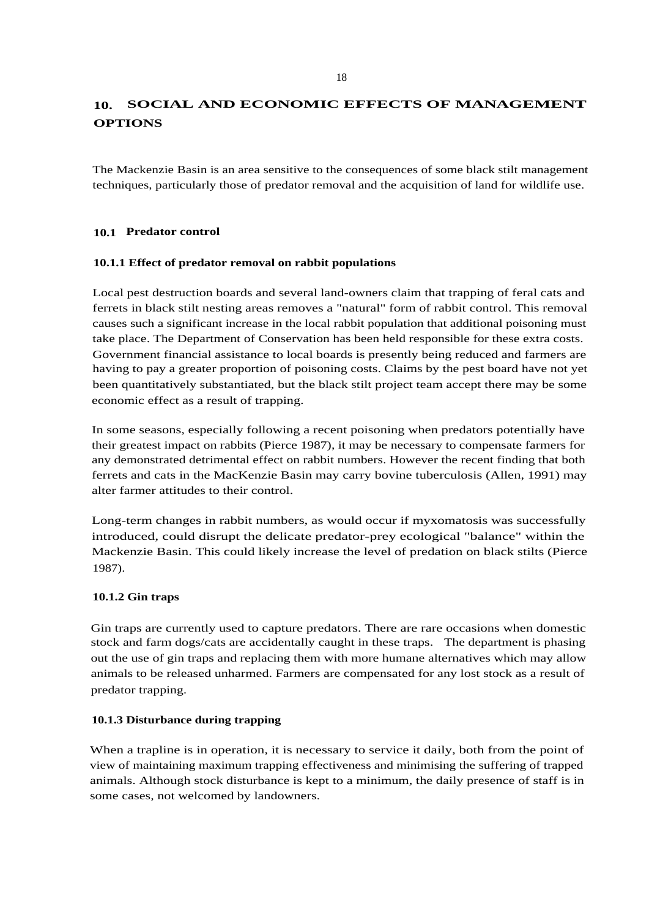## 10. SOCIAL AND ECONOMIC EFFECTS OF MANAGEMENT OPTIONS

The Mackenzie Basin is an area sensitive to the consequences of some black stilt management techniques, particularly those of predator removal and the acquisition of land for wildlife use.

### 10.1 Predator control

#### 10.1.1 Effect of predator removal on rabbit populations

Local pest destruction boards and several land-owners claim that trapping of feral cats and ferrets in black stilt nesting areas removes a "natural" form of rabbit control. This removal causes such a significant increase in the local rabbit population that additional poisoning must take place. The Department of Conservation has been held responsible for these extra costs. Government financial assistance to local boards is presently being reduced and farmers are having to pay a greater proportion of poisoning costs. Claims by the pest board have not yet been quantitatively substantiated, but the black stilt project team accept there may be some economic effect as a result of trapping.

In some seasons, especially following a recent poisoning when predators potentially have their greatest impact on rabbits (Pierce 1987), it may be necessary to compensate farmers for any demonstrated detrimental effect on rabbit numbers. However the recent finding that both ferrets and cats in the MacKenzie Basin may carry bovine tuberculosis (Allen, 1991) may alter farmer attitudes to their control.

Long-term changes in rabbit numbers, as would occur if myxomatosis was successfully introduced, could disrupt the delicate predator-prey ecological "balance" within the Mackenzie Basin. This could likely increase the level of predation on black stilts (Pierce 1987).

#### 10.1.2 Gin traps

Gin traps are currently used to capture predators. There are rare occasions when domestic stock and farm dogs/cats are accidentally caught in these traps. The department is phasing out the use of gin traps and replacing them with more humane alternatives which may allow animals to be released unharmed. Farmers are compensated for any lost stock as a result of predator trapping.

#### 10.1.3 Disturbance during trapping

When a trapline is in operation, it is necessary to service it daily, both from the point of view of maintaining maximum trapping effectiveness and minimising the suffering of trapped animals. Although stock disturbance is kept to a minimum, the daily presence of staff is in some cases, not welcomed by landowners.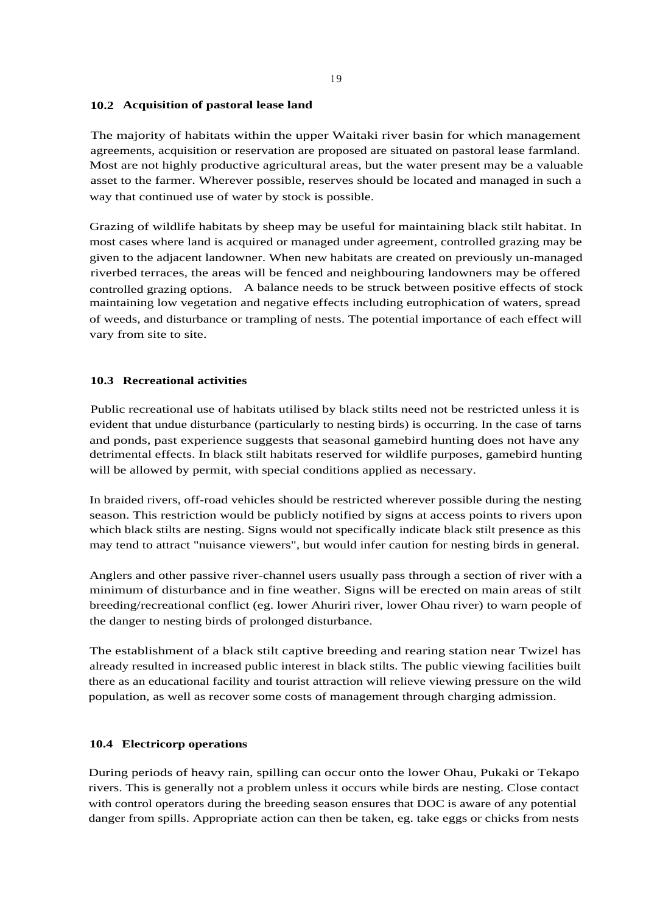### 10.2 Acquisition of pastoral lease land

The majority of habitats within the upper Waitaki river basin for which management agreements, acquisition or reservation are proposed are situated on pastoral lease farmland. Most are not highly productive agricultural areas, but the water present may be a valuable asset to the farmer. Wherever possible, reserves should be located and managed in such a way that continued use of water by stock is possible.

Grazing of wildlife habitats by sheep may be useful for maintaining black stilt habitat. In most cases where land is acquired or managed under agreement, controlled grazing may be given to the adjacent landowner. When new habitats are created on previously un-managed riverbed terraces, the areas will be fenced and neighbouring landowners may be offered controlled grazing options. A balance needs to be struck between positive effects of stock maintaining low vegetation and negative effects including eutrophication of waters, spread of weeds, and disturbance or trampling of nests. The potential importance of each effect will vary from site to site.

### 10.3 Recreational activities

Public recreational use of habitats utilised by black stilts need not be restricted unless it is evident that undue disturbance (particularly to nesting birds) is occurring. In the case of tarns and ponds, past experience suggests that seasonal gamebird hunting does not have any detrimental effects. In black stilt habitats reserved for wildlife purposes, gamebird hunting will be allowed by permit, with special conditions applied as necessary.

In braided rivers, off-road vehicles should be restricted wherever possible during the nesting season. This restriction would be publicly notified by signs at access points to rivers upon which black stilts are nesting. Signs would not specifically indicate black stilt presence as this may tend to attract "nuisance viewers", but would infer caution for nesting birds in general.

Anglers and other passive river-channel users usually pass through a section of river with a minimum of disturbance and in fine weather. Signs will be erected on main areas of stilt breeding/recreational conflict (eg. lower Ahuriri river, lower Ohau river) to warn people of the danger to nesting birds of prolonged disturbance.

The establishment of a black stilt captive breeding and rearing station near Twizel has already resulted in increased public interest in black stilts. The public viewing facilities built there as an educational facility and tourist attraction will relieve viewing pressure on the wild population, as well as recover some costs of management through charging admission.

### 10.4 Electricorp operations

During periods of heavy rain, spilling can occur onto the lower Ohau, Pukaki or Tekapo rivers. This is generally not a problem unless it occurs while birds are nesting. Close contact with control operators during the breeding season ensures that DOC is aware of any potential danger from spills. Appropriate action can then be taken, eg. take eggs or chicks from nests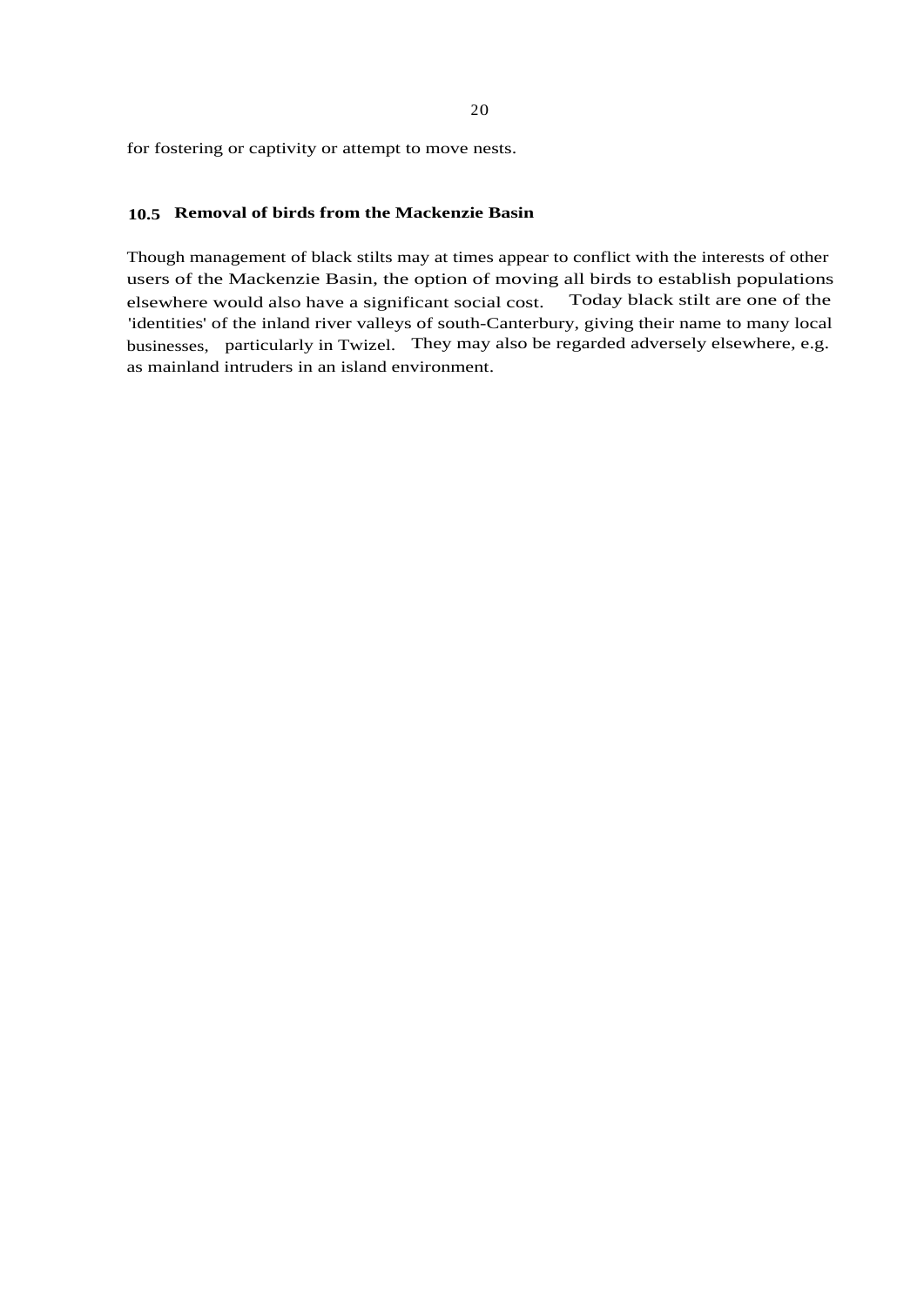for fostering or captivity or attempt to move nests.

### 10.5 Removal of birds from the Mackenzie Basin

Though management of black stilts may at times appear to conflict with the interests of other users of the Mackenzie Basin, the option of moving all birds to establish populations elsewhere would also have a significant social cost. Today black stilt are one of the 'identities' of the inland river valleys of south-Canterbury, giving their name to many local businesses, particularly in Twizel. They may also be regarded adversely elsewhere, e.g. as mainland intruders in an island environment.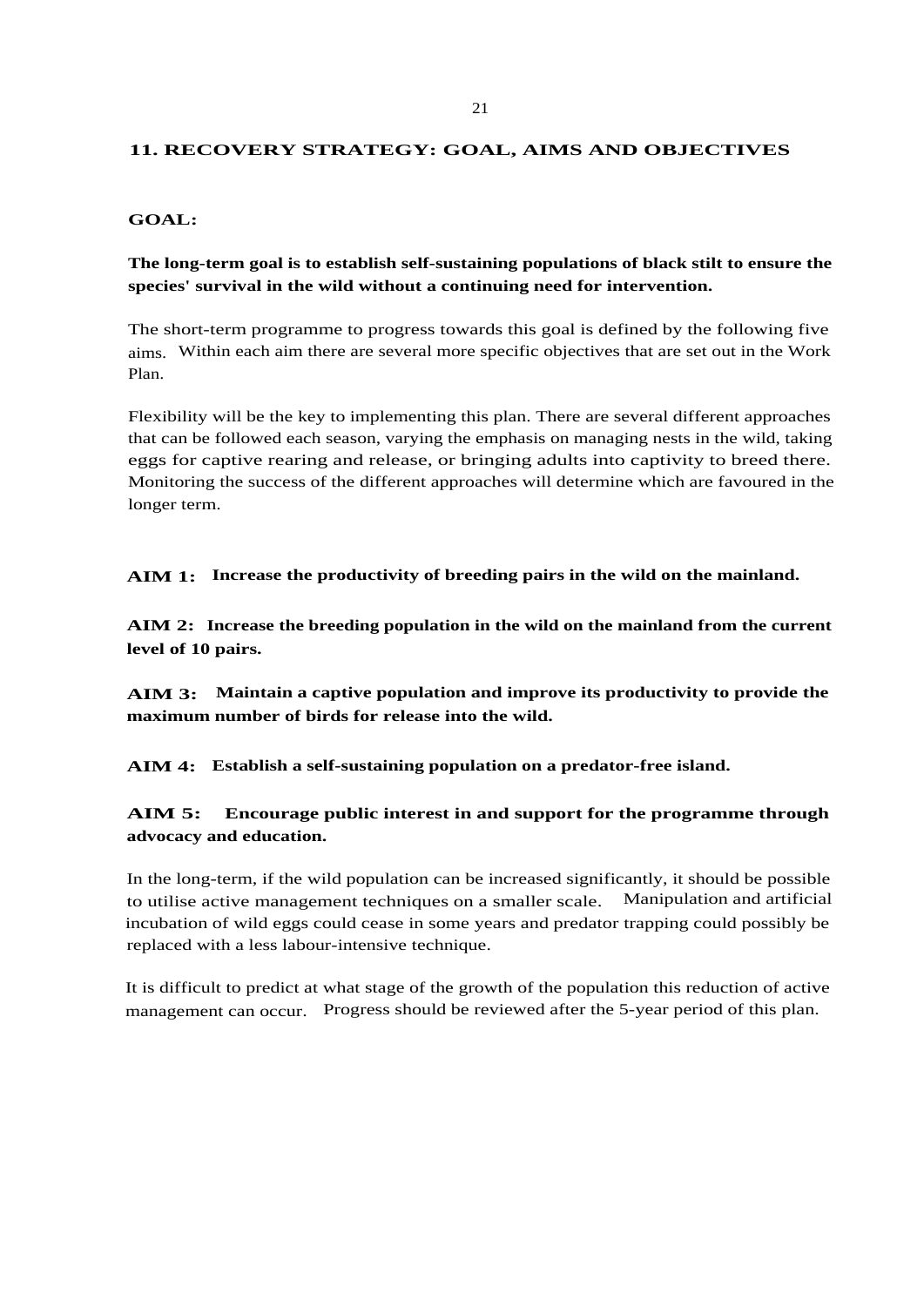## 11. RECOVERY STRATEGY: GOAL, AIMS AND OBJECTIVES

### GOAL:

**The long-term goal is to establish self-sustaining populations of black stilt to ensure the species' survival in the wild without a continuing need for intervention.**

The short-term programme to progress towards this goal is defined by the following five aims. Within each aim there are several more specific objectives that are set out in the Work Plan.

Flexibility will be the key to implementing this plan. There are several different approaches that can be followed each season, varying the emphasis on managing nests in the wild, taking eggs for captive rearing and release, or bringing adults into captivity to breed there. Monitoring the success of the different approaches will determine which are favoured in the longer term.

**AIM 1: Increase the productivity of breeding pairs in the wild on the mainland.**

**AIM 2: Increase the breeding population in the wild on the mainland from the current level of 10 pairs.**

**AIM 3: Maintain a captive population and improve its productivity to provide the maximum number of birds for release into the wild.**

**AIM 4: Establish a self-sustaining population on a predator-free island.**

**AIM 5: Encourage public interest in and support for the programme through advocacy and education.**

In the long-term, if the wild population can be increased significantly, it should be possible to utilise active management techniques on a smaller scale. Manipulation and artificial incubation of wild eggs could cease in some years and predator trapping could possibly be replaced with a less labour-intensive technique.

It is difficult to predict at what stage of the growth of the population this reduction of active management can occur. Progress should be reviewed after the 5-year period of this plan.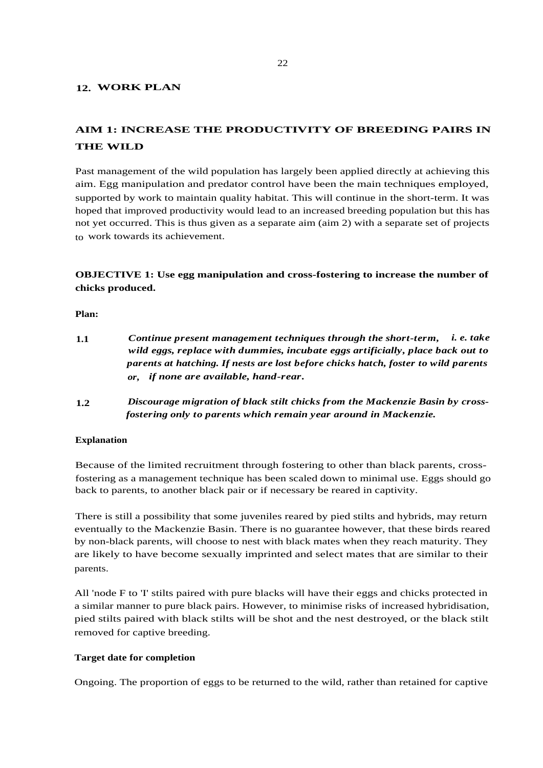## 12. WORK PLAN

## AIM 1: INCREASE THE PRODUCTIVITY OF BREEDING PAIRS IN THE WILD

Past management of the wild population has largely been applied directly at achieving this aim. Egg manipulation and predator control have been the main techniques employed, supported by work to maintain quality habitat. This will continue in the short-term. It was hoped that improved productivity would lead to an increased breeding population but this has not yet occurred. This is thus given as a separate aim (aim 2) with a separate set of projects to work towards its achievement.

### OBJECTIVE 1: Use egg manipulation and cross-fostering to increase the number of chicks produced.

**Plan:**

**1.1** ***Continue present management techniques through the short-term, i. e. take wild eggs, replace with dummies, incubate eggs artificially, place back out to parents at hatching. If nests are lost before chicks hatch, foster to wild parents or, if none are available, hand-rear.***

**1.2** ***Discourage migration of black stilt chicks from the Mackenzie Basin by cross-fostering only to parents which remain year around in Mackenzie.***

**Explanation**

Because of the limited recruitment through fostering to other than black parents, cross-fostering as a management technique has been scaled down to minimal use. Eggs should go back to parents, to another black pair or if necessary be reared in captivity.

There is still a possibility that some juveniles reared by pied stilts and hybrids, may return eventually to the Mackenzie Basin. There is no guarantee however, that these birds reared by non-black parents, will choose to nest with black mates when they reach maturity. They are likely to have become sexually imprinted and select mates that are similar to their parents.

All 'node F to 'I' stilts paired with pure blacks will have their eggs and chicks protected in a similar manner to pure black pairs. However, to minimise risks of increased hybridisation, pied stilts paired with black stilts will be shot and the nest destroyed, or the black stilt removed for captive breeding.

**Target date for completion**

Ongoing. The proportion of eggs to be returned to the wild, rather than retained for captive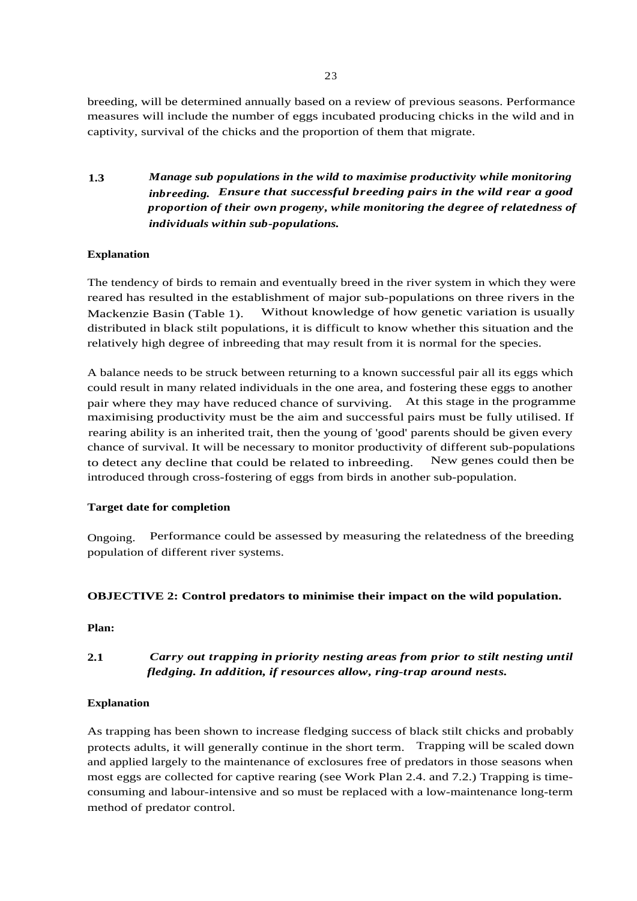breeding, will be determined annually based on a review of previous seasons. Performance measures will include the number of eggs incubated producing chicks in the wild and in captivity, survival of the chicks and the proportion of them that migrate.

**1.3** ***Manage sub populations in the wild to maximise productivity while monitoring inbreeding. Ensure that successful breeding pairs in the wild rear a good proportion of their own progeny, while monitoring the degree of relatedness of individuals within sub-populations.***

**Explanation**

The tendency of birds to remain and eventually breed in the river system in which they were reared has resulted in the establishment of major sub-populations on three rivers in the Mackenzie Basin (Table 1). Without knowledge of how genetic variation is usually distributed in black stilt populations, it is difficult to know whether this situation and the relatively high degree of inbreeding that may result from it is normal for the species.

A balance needs to be struck between returning to a known successful pair all its eggs which could result in many related individuals in the one area, and fostering these eggs to another pair where they may have reduced chance of surviving. At this stage in the programme maximising productivity must be the aim and successful pairs must be fully utilised. If rearing ability is an inherited trait, then the young of 'good' parents should be given every chance of survival. It will be necessary to monitor productivity of different sub-populations to detect any decline that could be related to inbreeding. New genes could then be introduced through cross-fostering of eggs from birds in another sub-population.

**Target date for completion**

Ongoing. Performance could be assessed by measuring the relatedness of the breeding population of different river systems.

**OBJECTIVE 2: Control predators to minimise their impact on the wild population.**

**Plan:**

**2.1** ***Carry out trapping in priority nesting areas from prior to stilt nesting until fledging. In addition, if resources allow, ring-trap around nests.***

**Explanation**

As trapping has been shown to increase fledging success of black stilt chicks and probably protects adults, it will generally continue in the short term. Trapping will be scaled down and applied largely to the maintenance of exclosures free of predators in those seasons when most eggs are collected for captive rearing (see Work Plan 2.4. and 7.2.) Trapping is time-consuming and labour-intensive and so must be replaced with a low-maintenance long-term method of predator control.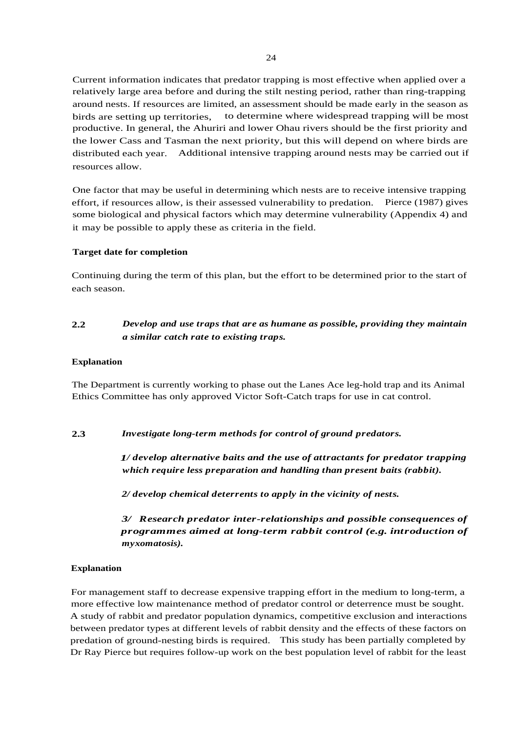Current information indicates that predator trapping is most effective when applied over a relatively large area before and during the stilt nesting period, rather than ring-trapping around nests. If resources are limited, an assessment should be made early in the season as birds are setting up territories, to determine where widespread trapping will be most productive. In general, the Ahuriri and lower Ohau rivers should be the first priority and the lower Cass and Tasman the next priority, but this will depend on where birds are distributed each year. Additional intensive trapping around nests may be carried out if resources allow.

One factor that may be useful in determining which nests are to receive intensive trapping effort, if resources allow, is their assessed vulnerability to predation. Pierce (1987) gives some biological and physical factors which may determine vulnerability (Appendix 4) and it may be possible to apply these as criteria in the field.

**Target date for completion**

Continuing during the term of this plan, but the effort to be determined prior to the start of each season.

**2.2** ***Develop and use traps that are as humane as possible, providing they maintain a similar catch rate to existing traps.***

**Explanation**

The Department is currently working to phase out the Lanes Ace leg-hold trap and its Animal Ethics Committee has only approved Victor Soft-Catch traps for use in cat control.

**2.3** ***Investigate long-term methods for control of ground predators.***

***1/ develop alternative baits and the use of attractants for predator trapping which require less preparation and handling than present baits (rabbit).***

***2/ develop chemical deterrents to apply in the vicinity of nests.***

***3/ Research predator inter-relationships and possible consequences of programmes aimed at long-term rabbit control (e.g. introduction of myxomatosis).***

**Explanation**

For management staff to decrease expensive trapping effort in the medium to long-term, a more effective low maintenance method of predator control or deterrence must be sought. A study of rabbit and predator population dynamics, competitive exclusion and interactions between predator types at different levels of rabbit density and the effects of these factors on predation of ground-nesting birds is required. This study has been partially completed by Dr Ray Pierce but requires follow-up work on the best population level of rabbit for the least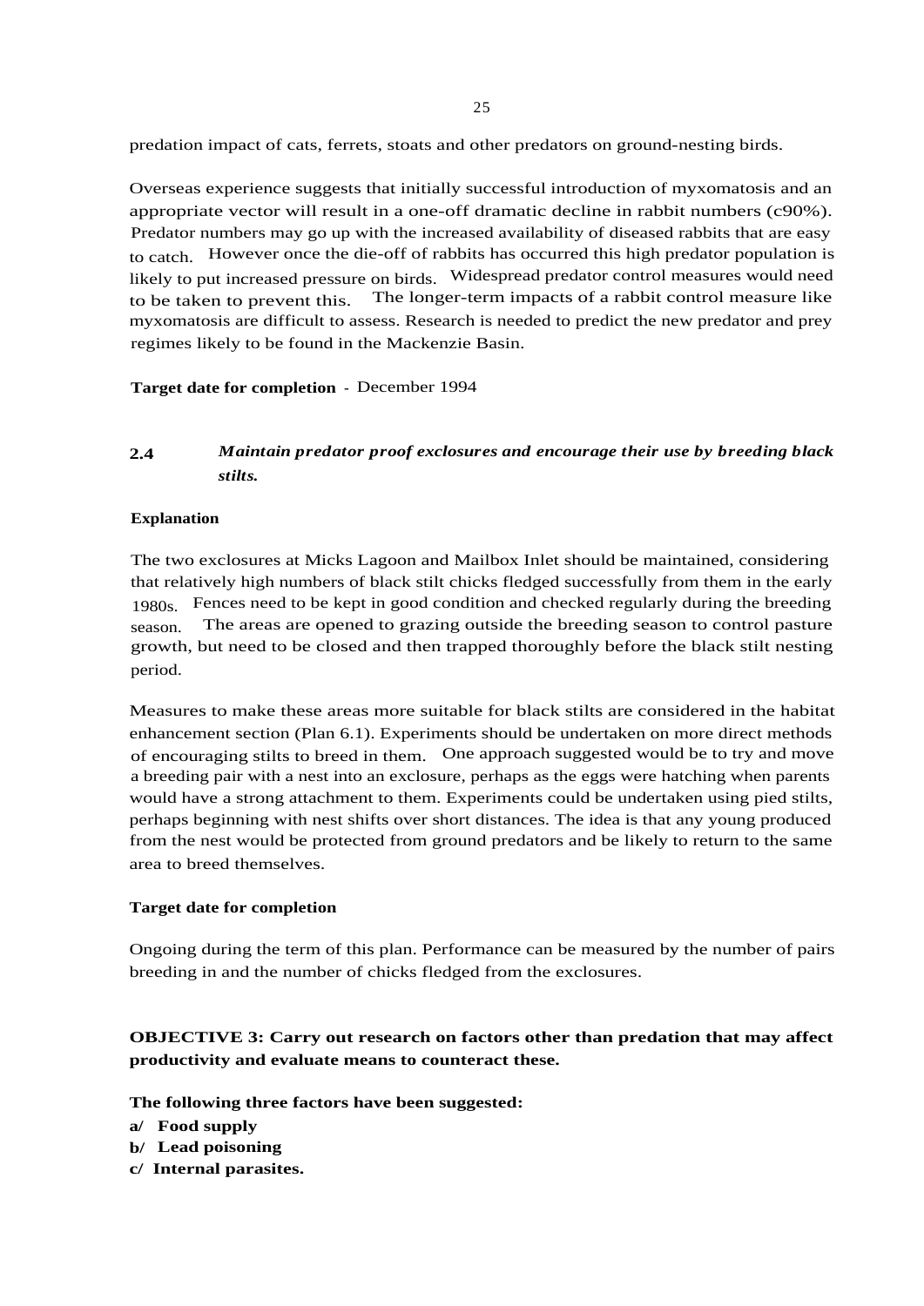predation impact of cats, ferrets, stoats and other predators on ground-nesting birds.

Overseas experience suggests that initially successful introduction of myxomatosis and an appropriate vector will result in a one-off dramatic decline in rabbit numbers (c90%). Predator numbers may go up with the increased availability of diseased rabbits that are easy to catch. However once the die-off of rabbits has occurred this high predator population is likely to put increased pressure on birds. Widespread predator control measures would need to be taken to prevent this. The longer-term impacts of a rabbit control measure like myxomatosis are difficult to assess. Research is needed to predict the new predator and prey regimes likely to be found in the Mackenzie Basin.

**Target date for completion** - December 1994

### 2.4 *Maintain predator proof exclosures and encourage their use by breeding black stilts.*

**Explanation**

The two exclosures at Micks Lagoon and Mailbox Inlet should be maintained, considering that relatively high numbers of black stilt chicks fledged successfully from them in the early 1980s. Fences need to be kept in good condition and checked regularly during the breeding season. The areas are opened to grazing outside the breeding season to control pasture growth, but need to be closed and then trapped thoroughly before the black stilt nesting period.

Measures to make these areas more suitable for black stilts are considered in the habitat enhancement section (Plan 6.1). Experiments should be undertaken on more direct methods of encouraging stilts to breed in them. One approach suggested would be to try and move a breeding pair with a nest into an exclosure, perhaps as the eggs were hatching when parents would have a strong attachment to them. Experiments could be undertaken using pied stilts, perhaps beginning with nest shifts over short distances. The idea is that any young produced from the nest would be protected from ground predators and be likely to return to the same area to breed themselves.

**Target date for completion**

Ongoing during the term of this plan. Performance can be measured by the number of pairs breeding in and the number of chicks fledged from the exclosures.

**OBJECTIVE 3: Carry out research on factors other than predation that may affect productivity and evaluate means to counteract these.**

**The following three factors have been suggested:**

**a/ Food supply**
**b/ Lead poisoning**
**c/ Internal parasites.**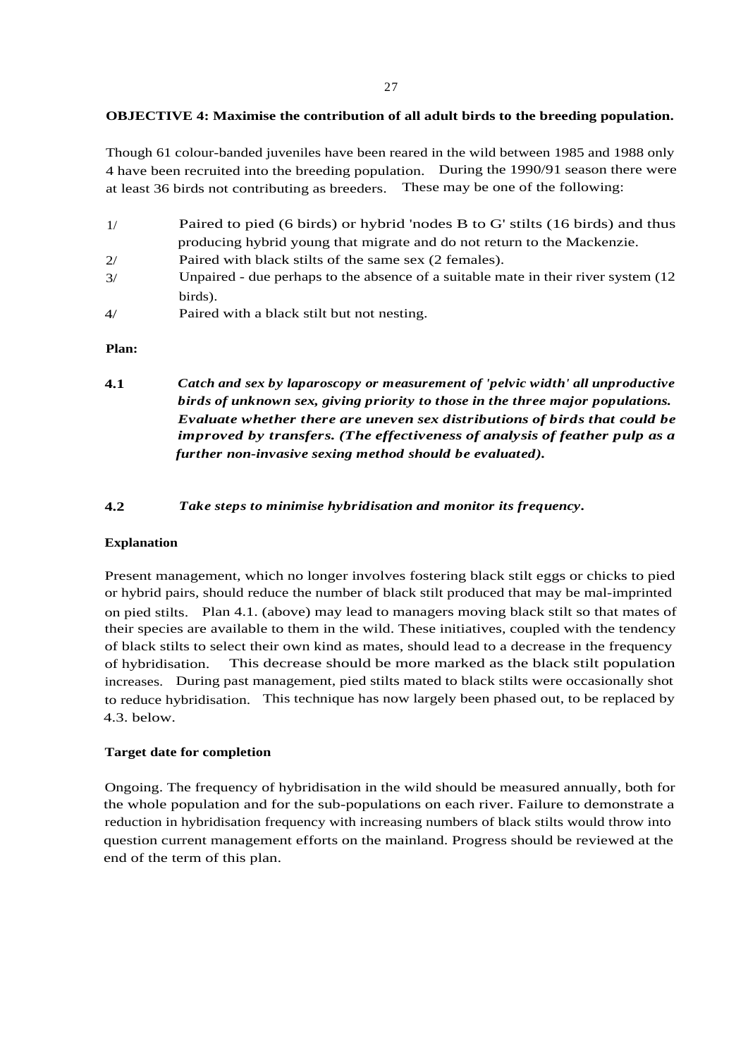**OBJECTIVE 4: Maximise the contribution of all adult birds to the breeding population.**

Though 61 colour-banded juveniles have been reared in the wild between 1985 and 1988 only 4 have been recruited into the breeding population. During the 1990/91 season there were at least 36 birds not contributing as breeders. These may be one of the following:

1/ Paired to pied (6 birds) or hybrid 'nodes B to G' stilts (16 birds) and thus producing hybrid young that migrate and do not return to the Mackenzie.

2/ Paired with black stilts of the same sex (2 females).

3/ Unpaired - due perhaps to the absence of a suitable mate in their river system (12 birds).

4/ Paired with a black stilt but not nesting.

**Plan:**

**4.1** ***Catch and sex by laparoscopy or measurement of 'pelvic width' all unproductive birds of unknown sex, giving priority to those in the three major populations. Evaluate whether there are uneven sex distributions of birds that could be improved by transfers. (The effectiveness of analysis of feather pulp as a further non-invasive sexing method should be evaluated).***

**4.2** ***Take steps to minimise hybridisation and monitor its frequency.***

**Explanation**

Present management, which no longer involves fostering black stilt eggs or chicks to pied or hybrid pairs, should reduce the number of black stilt produced that may be mal-imprinted on pied stilts. Plan 4.1. (above) may lead to managers moving black stilt so that mates of their species are available to them in the wild. These initiatives, coupled with the tendency of black stilts to select their own kind as mates, should lead to a decrease in the frequency of hybridisation. This decrease should be more marked as the black stilt population increases. During past management, pied stilts mated to black stilts were occasionally shot to reduce hybridisation. This technique has now largely been phased out, to be replaced by 4.3. below.

**Target date for completion**

Ongoing. The frequency of hybridisation in the wild should be measured annually, both for the whole population and for the sub-populations on each river. Failure to demonstrate a reduction in hybridisation frequency with increasing numbers of black stilts would throw into question current management efforts on the mainland. Progress should be reviewed at the end of the term of this plan.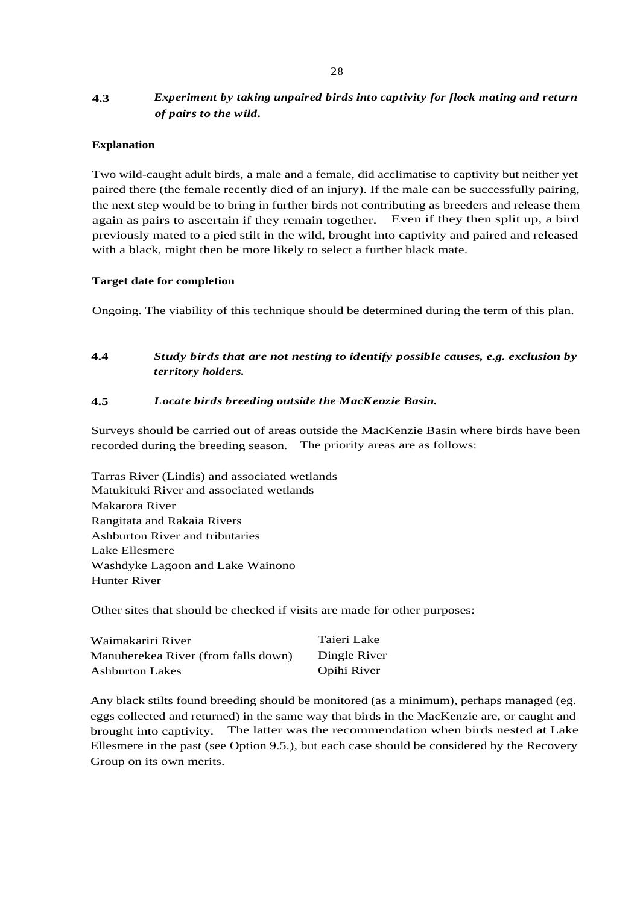### 4.3 *Experiment by taking unpaired birds into captivity for flock mating and return of pairs to the wild.*

**Explanation**

Two wild-caught adult birds, a male and a female, did acclimatise to captivity but neither yet paired there (the female recently died of an injury). If the male can be successfully pairing, the next step would be to bring in further birds not contributing as breeders and release them again as pairs to ascertain if they remain together. Even if they then split up, a bird previously mated to a pied stilt in the wild, brought into captivity and paired and released with a black, might then be more likely to select a further black mate.

**Target date for completion**

Ongoing. The viability of this technique should be determined during the term of this plan.

### 4.4 *Study birds that are not nesting to identify possible causes, e.g. exclusion by territory holders.*

### 4.5 *Locate birds breeding outside the MacKenzie Basin.*

Surveys should be carried out of areas outside the MacKenzie Basin where birds have been recorded during the breeding season. The priority areas are as follows:

Tarras River (Lindis) and associated wetlands
Matukituki River and associated wetlands
Makarora River
Rangitata and Rakaia Rivers
Ashburton River and tributaries
Lake Ellesmere
Washdyke Lagoon and Lake Wainono
Hunter River

Other sites that should be checked if visits are made for other purposes:

| | |
|---|---|
| Waimakariri River | Taieri Lake |
| Manuherekea River (from falls down) | Dingle River |
| Ashburton Lakes | Opihi River |

Any black stilts found breeding should be monitored (as a minimum), perhaps managed (eg. eggs collected and returned) in the same way that birds in the MacKenzie are, or caught and brought into captivity. The latter was the recommendation when birds nested at Lake Ellesmere in the past (see Option 9.5.), but each case should be considered by the Recovery Group on its own merits.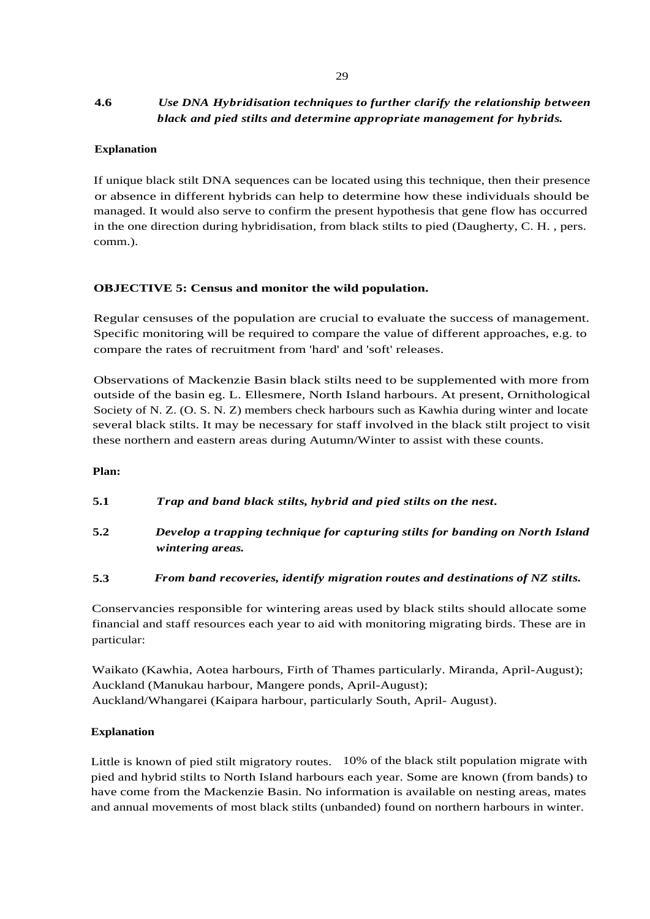**4.6** ***Use DNA Hybridisation techniques to further clarify the relationship between black and pied stilts and determine appropriate management for hybrids.***

**Explanation**

If unique black stilt DNA sequences can be located using this technique, then their presence or absence in different hybrids can help to determine how these individuals should be managed. It would also serve to confirm the present hypothesis that gene flow has occurred in the one direction during hybridisation, from black stilts to pied (Daugherty, C. H. , pers. comm.).

**OBJECTIVE 5: Census and monitor the wild population.**

Regular censuses of the population are crucial to evaluate the success of management. Specific monitoring will be required to compare the value of different approaches, e.g. to compare the rates of recruitment from 'hard' and 'soft' releases.

Observations of Mackenzie Basin black stilts need to be supplemented with more from outside of the basin eg. L. Ellesmere, North Island harbours. At present, Ornithological Society of N. Z. (O. S. N. Z) members check harbours such as Kawhia during winter and locate several black stilts. It may be necessary for staff involved in the black stilt project to visit these northern and eastern areas during Autumn/Winter to assist with these counts.

**Plan:**

**5.1** ***Trap and band black stilts, hybrid and pied stilts on the nest.***

**5.2** ***Develop a trapping technique for capturing stilts for banding on North Island wintering areas.***

**5.3** ***From band recoveries, identify migration routes and destinations of NZ stilts.***

Conservancies responsible for wintering areas used by black stilts should allocate some financial and staff resources each year to aid with monitoring migrating birds. These are in particular:

Waikato (Kawhia, Aotea harbours, Firth of Thames particularly. Miranda, April-August);
Auckland (Manukau harbour, Mangere ponds, April-August);
Auckland/Whangarei (Kaipara harbour, particularly South, April- August).

**Explanation**

Little is known of pied stilt migratory routes. 10% of the black stilt population migrate with pied and hybrid stilts to North Island harbours each year. Some are known (from bands) to have come from the Mackenzie Basin. No information is available on nesting areas, mates and annual movements of most black stilts (unbanded) found on northern harbours in winter.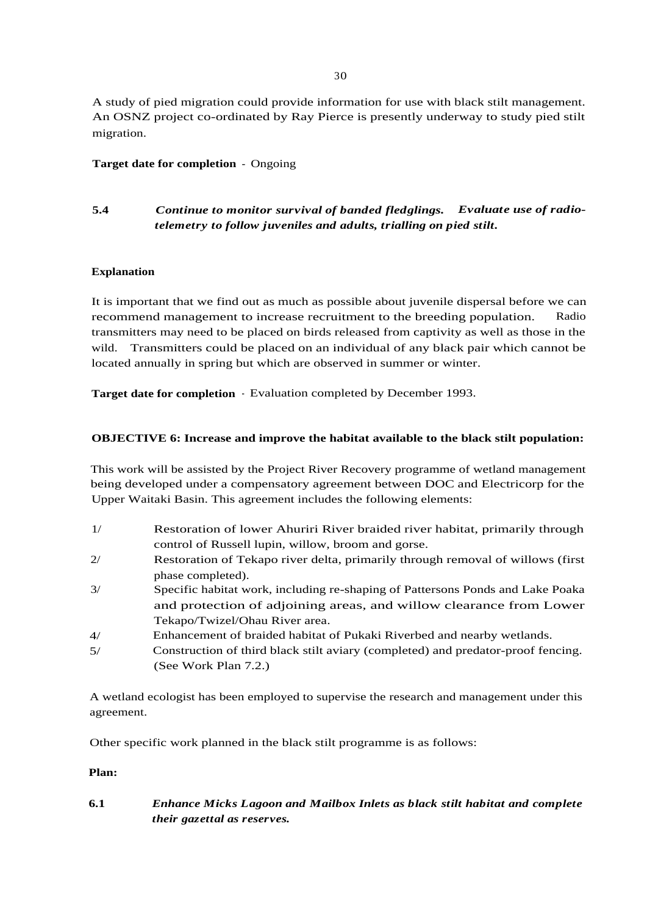A study of pied migration could provide information for use with black stilt management. An OSNZ project co-ordinated by Ray Pierce is presently underway to study pied stilt migration.

**Target date for completion** - Ongoing

**5.4** ***Continue to monitor survival of banded fledglings. Evaluate use of radio-telemetry to follow juveniles and adults, trialling on pied stilt.***

**Explanation**

It is important that we find out as much as possible about juvenile dispersal before we can recommend management to increase recruitment to the breeding population. Radio transmitters may need to be placed on birds released from captivity as well as those in the wild. Transmitters could be placed on an individual of any black pair which cannot be located annually in spring but which are observed in summer or winter.

**Target date for completion** - Evaluation completed by December 1993.

**OBJECTIVE 6: Increase and improve the habitat available to the black stilt population:**

This work will be assisted by the Project River Recovery programme of wetland management being developed under a compensatory agreement between DOC and Electricorp for the Upper Waitaki Basin. This agreement includes the following elements:

1/ Restoration of lower Ahuriri River braided river habitat, primarily through control of Russell lupin, willow, broom and gorse.

2/ Restoration of Tekapo river delta, primarily through removal of willows (first phase completed).

3/ Specific habitat work, including re-shaping of Pattersons Ponds and Lake Poaka and protection of adjoining areas, and willow clearance from Lower Tekapo/Twizel/Ohau River area.

4/ Enhancement of braided habitat of Pukaki Riverbed and nearby wetlands.

5/ Construction of third black stilt aviary (completed) and predator-proof fencing. (See Work Plan 7.2.)

A wetland ecologist has been employed to supervise the research and management under this agreement.

Other specific work planned in the black stilt programme is as follows:

**Plan:**

**6.1** ***Enhance Micks Lagoon and Mailbox Inlets as black stilt habitat and complete their gazettal as reserves.***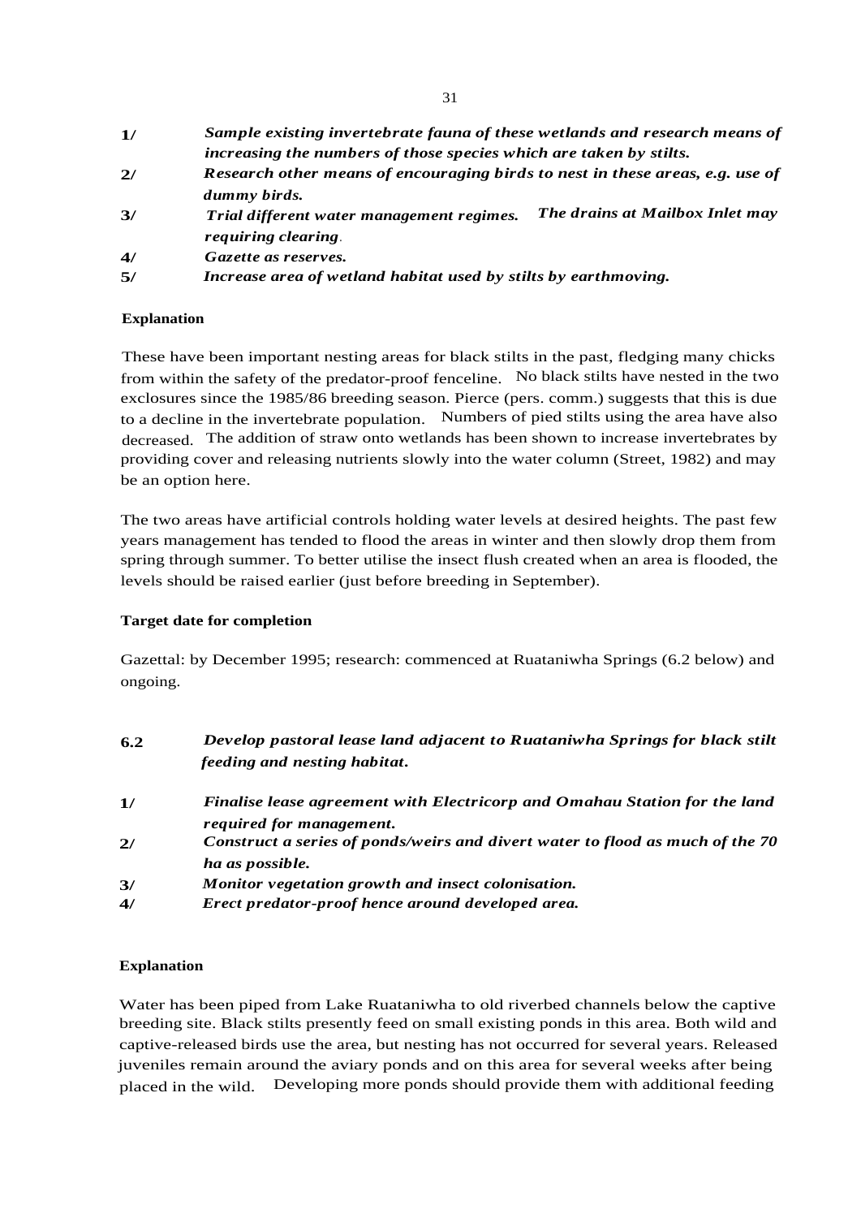**1/** ***Sample existing invertebrate fauna of these wetlands and research means of increasing the numbers of those species which are taken by stilts.***

**2/** ***Research other means of encouraging birds to nest in these areas, e.g. use of dummy birds.***

**3/** ***Trial different water management regimes. The drains at Mailbox Inlet may requiring clearing.***

**4/** ***Gazette as reserves.***

**5/** ***Increase area of wetland habitat used by stilts by earthmoving.***

**Explanation**

These have been important nesting areas for black stilts in the past, fledging many chicks from within the safety of the predator-proof fenceline. No black stilts have nested in the two exclosures since the 1985/86 breeding season. Pierce (pers. comm.) suggests that this is due to a decline in the invertebrate population. Numbers of pied stilts using the area have also decreased. The addition of straw onto wetlands has been shown to increase invertebrates by providing cover and releasing nutrients slowly into the water column (Street, 1982) and may be an option here.

The two areas have artificial controls holding water levels at desired heights. The past few years management has tended to flood the areas in winter and then slowly drop them from spring through summer. To better utilise the insect flush created when an area is flooded, the levels should be raised earlier (just before breeding in September).

**Target date for completion**

Gazettal: by December 1995; research: commenced at Ruataniwha Springs (6.2 below) and ongoing.

**6.2** ***Develop pastoral lease land adjacent to Ruataniwha Springs for black stilt feeding and nesting habitat.***

**1/** ***Finalise lease agreement with Electricorp and Omahau Station for the land required for management.***

**2/** ***Construct a series of ponds/weirs and divert water to flood as much of the 70 ha as possible.***

**3/** ***Monitor vegetation growth and insect colonisation.***

**4/** ***Erect predator-proof hence around developed area.***

**Explanation**

Water has been piped from Lake Ruataniwha to old riverbed channels below the captive breeding site. Black stilts presently feed on small existing ponds in this area. Both wild and captive-released birds use the area, but nesting has not occurred for several years. Released juveniles remain around the aviary ponds and on this area for several weeks after being placed in the wild. Developing more ponds should provide them with additional feeding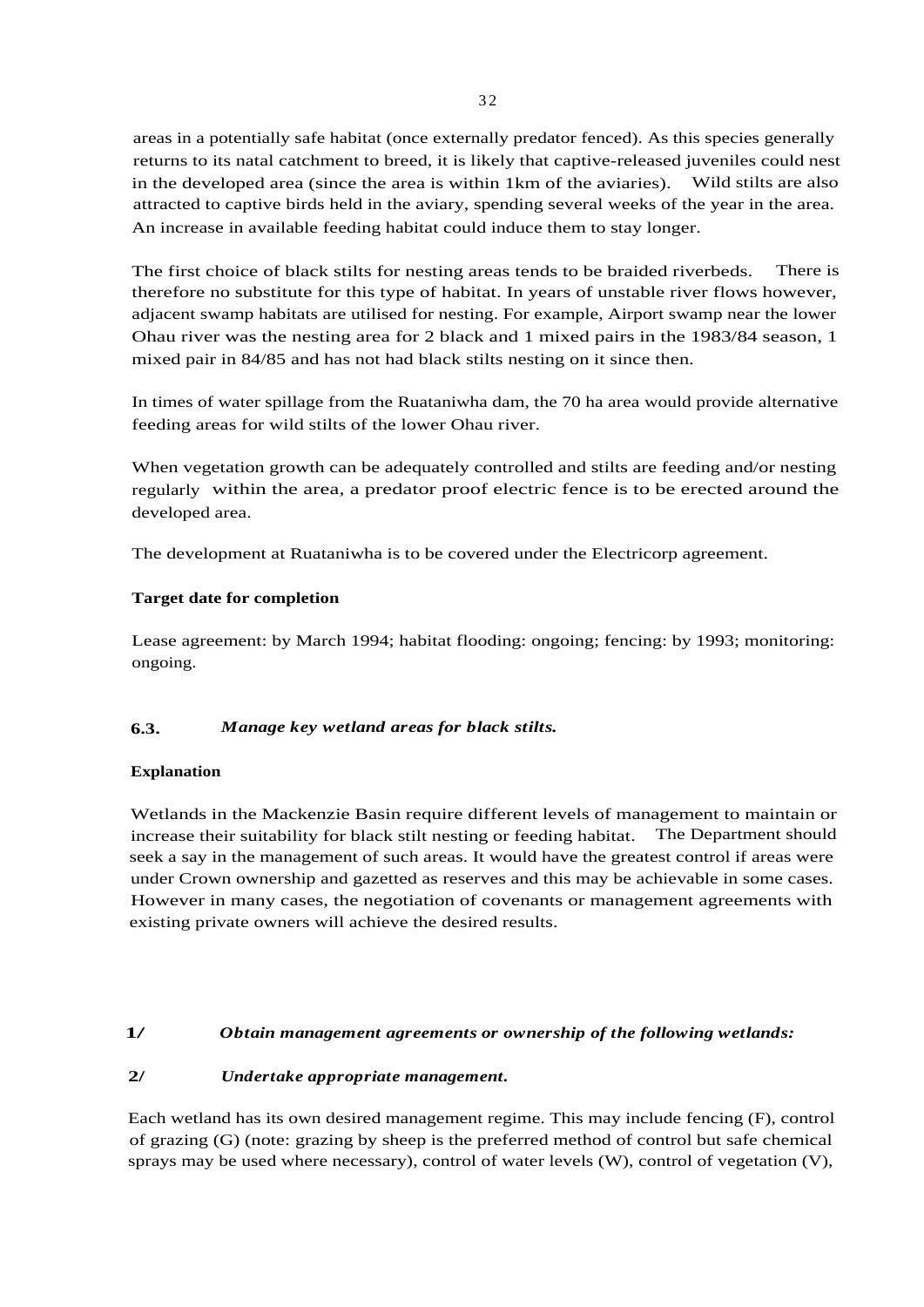areas in a potentially safe habitat (once externally predator fenced). As this species generally returns to its natal catchment to breed, it is likely that captive-released juveniles could nest in the developed area (since the area is within 1km of the aviaries). Wild stilts are also attracted to captive birds held in the aviary, spending several weeks of the year in the area. An increase in available feeding habitat could induce them to stay longer.

The first choice of black stilts for nesting areas tends to be braided riverbeds. There is therefore no substitute for this type of habitat. In years of unstable river flows however, adjacent swamp habitats are utilised for nesting. For example, Airport swamp near the lower Ohau river was the nesting area for 2 black and 1 mixed pairs in the 1983/84 season, 1 mixed pair in 84/85 and has not had black stilts nesting on it since then.

In times of water spillage from the Ruataniwha dam, the 70 ha area would provide alternative feeding areas for wild stilts of the lower Ohau river.

When vegetation growth can be adequately controlled and stilts are feeding and/or nesting regularly within the area, a predator proof electric fence is to be erected around the developed area.

The development at Ruataniwha is to be covered under the Electricorp agreement.

**Target date for completion**

Lease agreement: by March 1994; habitat flooding: ongoing; fencing: by 1993; monitoring: ongoing.

### 6.3. *Manage key wetland areas for black stilts.*

**Explanation**

Wetlands in the Mackenzie Basin require different levels of management to maintain or increase their suitability for black stilt nesting or feeding habitat. The Department should seek a say in the management of such areas. It would have the greatest control if areas were under Crown ownership and gazetted as reserves and this may be achievable in some cases. However in many cases, the negotiation of covenants or management agreements with existing private owners will achieve the desired results.

**1/** *Obtain management agreements or ownership of the following wetlands:*

**2/** *Undertake appropriate management.*

Each wetland has its own desired management regime. This may include fencing (F), control of grazing (G) (note: grazing by sheep is the preferred method of control but safe chemical sprays may be used where necessary), control of water levels (W), control of vegetation (V),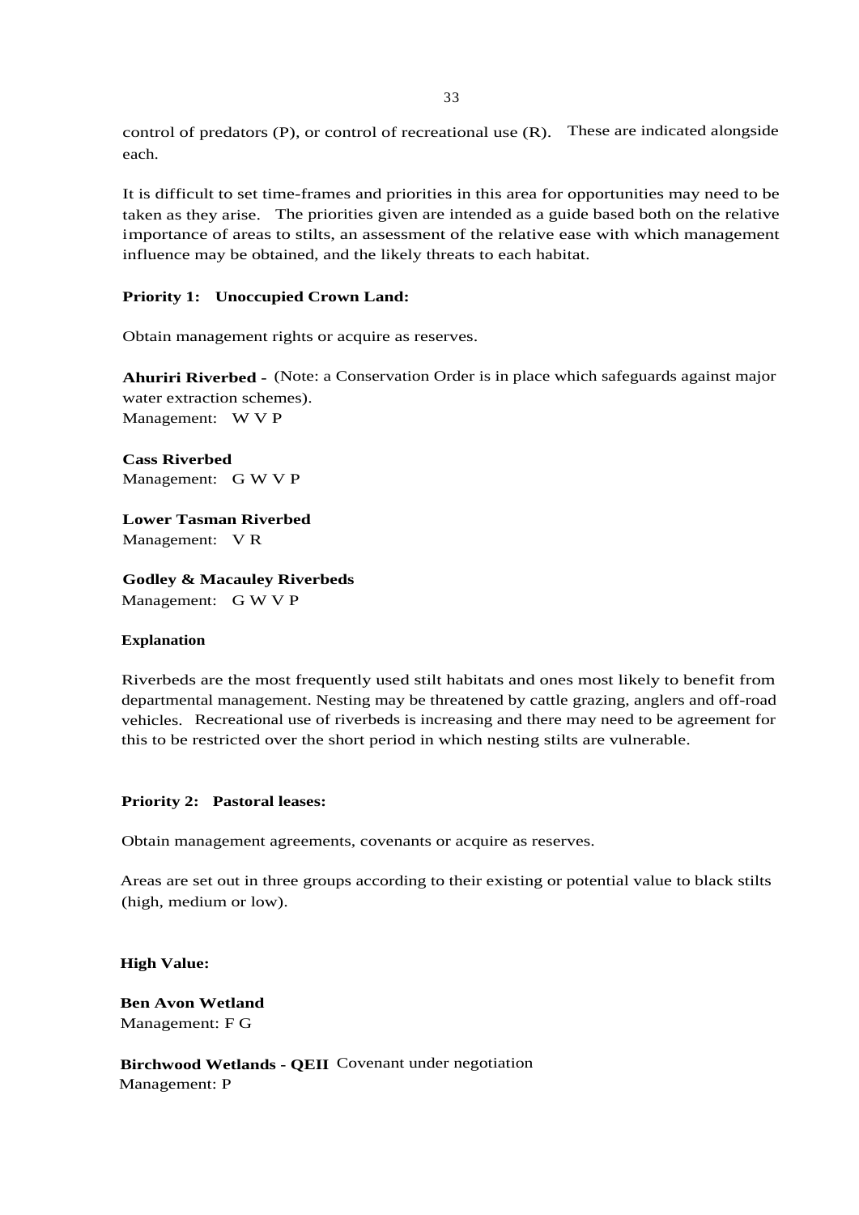control of predators (P), or control of recreational use (R). These are indicated alongside each.

It is difficult to set time-frames and priorities in this area for opportunities may need to be taken as they arise. The priorities given are intended as a guide based both on the relative importance of areas to stilts, an assessment of the relative ease with which management influence may be obtained, and the likely threats to each habitat.

**Priority 1: Unoccupied Crown Land:**

Obtain management rights or acquire as reserves.

**Ahuriri Riverbed -** (Note: a Conservation Order is in place which safeguards against major water extraction schemes).
Management: W V P

**Cass Riverbed**
Management: G W V P

**Lower Tasman Riverbed**
Management: V R

**Godley & Macauley Riverbeds**
Management: G W V P

**Explanation**

Riverbeds are the most frequently used stilt habitats and ones most likely to benefit from departmental management. Nesting may be threatened by cattle grazing, anglers and off-road vehicles. Recreational use of riverbeds is increasing and there may need to be agreement for this to be restricted over the short period in which nesting stilts are vulnerable.

**Priority 2: Pastoral leases:**

Obtain management agreements, covenants or acquire as reserves.

Areas are set out in three groups according to their existing or potential value to black stilts (high, medium or low).

**High Value:**

**Ben Avon Wetland**
Management: F G

**Birchwood Wetlands - QEII** Covenant under negotiation
Management: P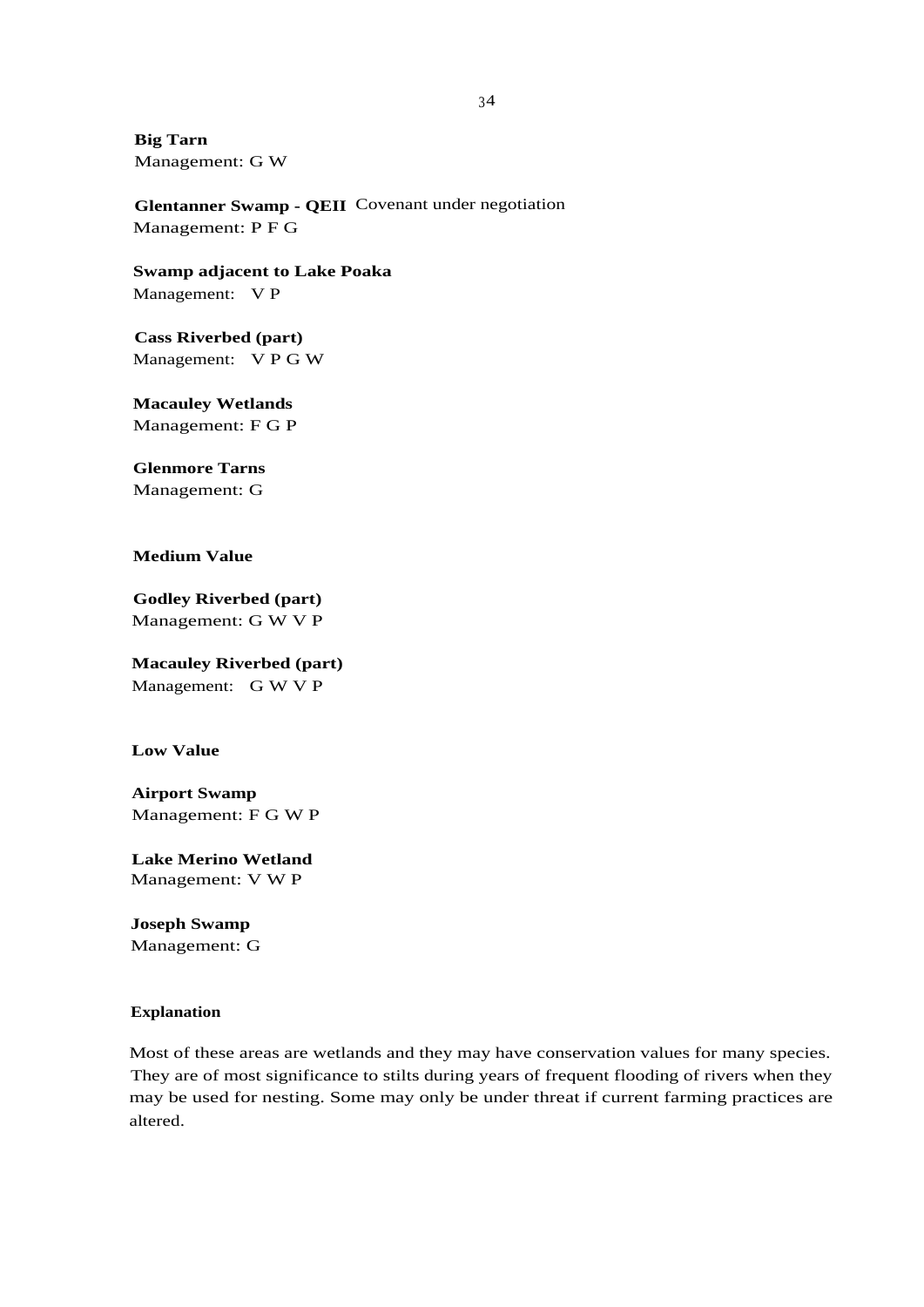**Big Tarn**
Management: G W

**Glentanner Swamp - QEII** Covenant under negotiation
Management: P F G

**Swamp adjacent to Lake Poaka**
Management: V P

**Cass Riverbed (part)**
Management: V P G W

**Macauley Wetlands**
Management: F G P

**Glenmore Tarns**
Management: G

**Medium Value**

**Godley Riverbed (part)**
Management: G W V P

**Macauley Riverbed (part)**
Management: G W V P

**Low Value**

**Airport Swamp**
Management: F G W P

**Lake Merino Wetland**
Management: V W P

**Joseph Swamp**
Management: G

**Explanation**

Most of these areas are wetlands and they may have conservation values for many species. They are of most significance to stilts during years of frequent flooding of rivers when they may be used for nesting. Some may only be under threat if current farming practices are altered.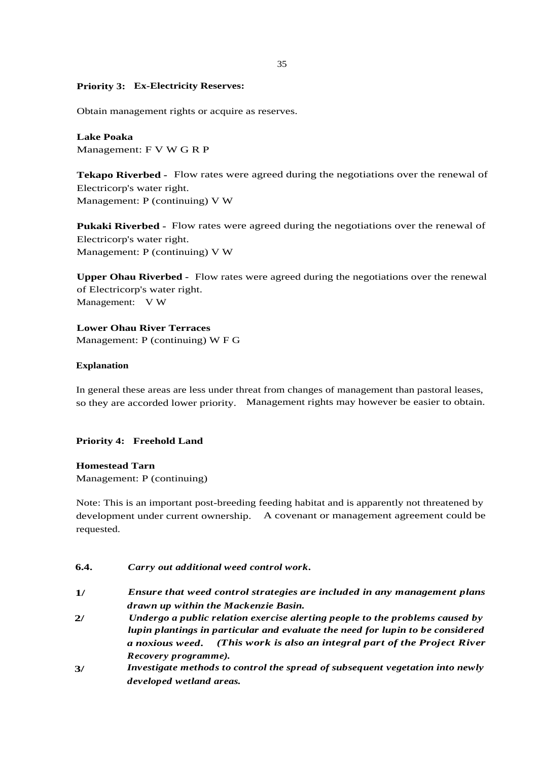**Priority 3: Ex-Electricity Reserves:**

Obtain management rights or acquire as reserves.

**Lake Poaka**
Management: F V W G R P

**Tekapo Riverbed -** Flow rates were agreed during the negotiations over the renewal of Electricorp's water right.
Management: P (continuing) V W

**Pukaki Riverbed -** Flow rates were agreed during the negotiations over the renewal of Electricorp's water right.
Management: P (continuing) V W

**Upper Ohau Riverbed -** Flow rates were agreed during the negotiations over the renewal of Electricorp's water right.
Management: V W

**Lower Ohau River Terraces**
Management: P (continuing) W F G

**Explanation**

In general these areas are less under threat from changes of management than pastoral leases, so they are accorded lower priority. Management rights may however be easier to obtain.

**Priority 4: Freehold Land**

**Homestead Tarn**
Management: P (continuing)

Note: This is an important post-breeding feeding habitat and is apparently not threatened by development under current ownership. A covenant or management agreement could be requested.

**6.4.** ***Carry out additional weed control work.***

**1/** ***Ensure that weed control strategies are included in any management plans drawn up within the Mackenzie Basin.***

**2/** ***Undergo a public relation exercise alerting people to the problems caused by lupin plantings in particular and evaluate the need for lupin to be considered a noxious weed. (This work is also an integral part of the Project River Recovery programme).***

**3/** ***Investigate methods to control the spread of subsequent vegetation into newly developed wetland areas.***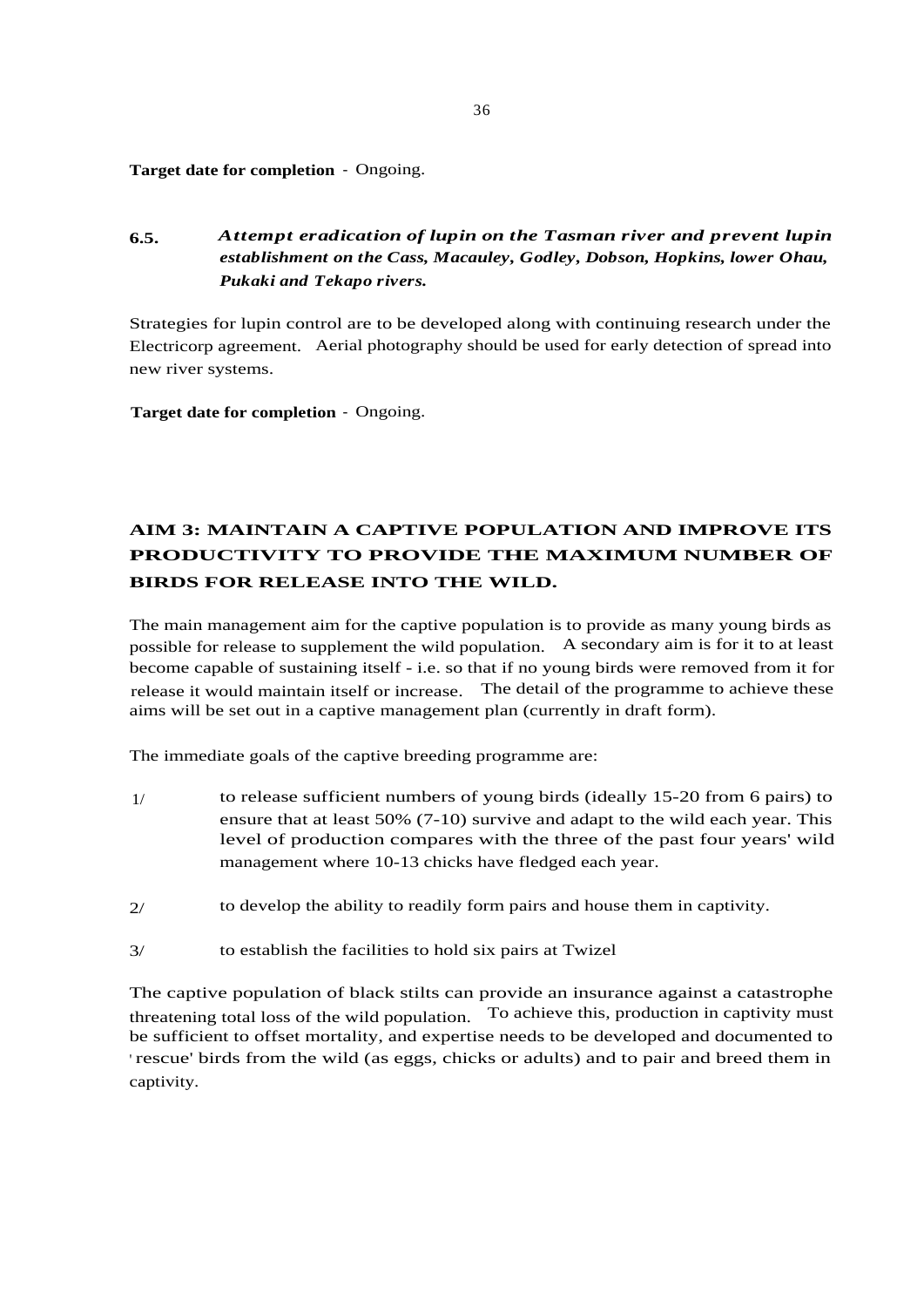**Target date for completion** - Ongoing.

### 6.5. *Attempt eradication of lupin on the Tasman river and prevent lupin establishment on the Cass, Macauley, Godley, Dobson, Hopkins, lower Ohau, Pukaki and Tekapo rivers.*

Strategies for lupin control are to be developed along with continuing research under the Electricorp agreement. Aerial photography should be used for early detection of spread into new river systems.

**Target date for completion** - Ongoing.

## AIM 3: MAINTAIN A CAPTIVE POPULATION AND IMPROVE ITS PRODUCTIVITY TO PROVIDE THE MAXIMUM NUMBER OF BIRDS FOR RELEASE INTO THE WILD.

The main management aim for the captive population is to provide as many young birds as possible for release to supplement the wild population. A secondary aim is for it to at least become capable of sustaining itself - i.e. so that if no young birds were removed from it for release it would maintain itself or increase. The detail of the programme to achieve these aims will be set out in a captive management plan (currently in draft form).

The immediate goals of the captive breeding programme are:

1/ to release sufficient numbers of young birds (ideally 15-20 from 6 pairs) to ensure that at least 50% (7-10) survive and adapt to the wild each year. This level of production compares with the three of the past four years' wild management where 10-13 chicks have fledged each year.

2/ to develop the ability to readily form pairs and house them in captivity.

3/ to establish the facilities to hold six pairs at Twizel

The captive population of black stilts can provide an insurance against a catastrophe threatening total loss of the wild population. To achieve this, production in captivity must be sufficient to offset mortality, and expertise needs to be developed and documented to 'rescue' birds from the wild (as eggs, chicks or adults) and to pair and breed them in captivity.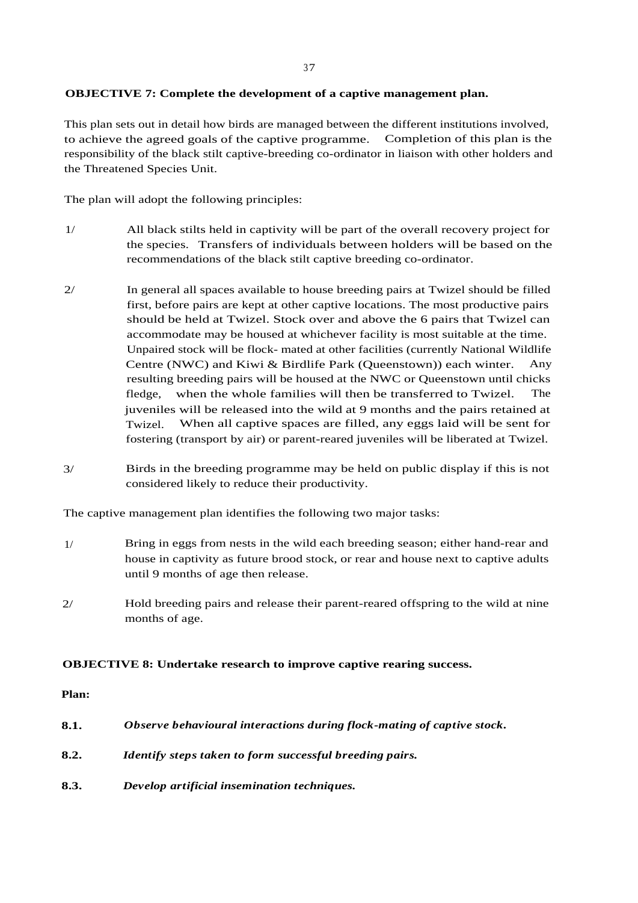**OBJECTIVE 7: Complete the development of a captive management plan.**

This plan sets out in detail how birds are managed between the different institutions involved, to achieve the agreed goals of the captive programme. Completion of this plan is the responsibility of the black stilt captive-breeding co-ordinator in liaison with other holders and the Threatened Species Unit.

The plan will adopt the following principles:

1/ All black stilts held in captivity will be part of the overall recovery project for the species. Transfers of individuals between holders will be based on the recommendations of the black stilt captive breeding co-ordinator.

2/ In general all spaces available to house breeding pairs at Twizel should be filled first, before pairs are kept at other captive locations. The most productive pairs should be held at Twizel. Stock over and above the 6 pairs that Twizel can accommodate may be housed at whichever facility is most suitable at the time. Unpaired stock will be flock- mated at other facilities (currently National Wildlife Centre (NWC) and Kiwi & Birdlife Park (Queenstown)) each winter. Any resulting breeding pairs will be housed at the NWC or Queenstown until chicks fledge, when the whole families will then be transferred to Twizel. The juveniles will be released into the wild at 9 months and the pairs retained at Twizel. When all captive spaces are filled, any eggs laid will be sent for fostering (transport by air) or parent-reared juveniles will be liberated at Twizel.

3/ Birds in the breeding programme may be held on public display if this is not considered likely to reduce their productivity.

The captive management plan identifies the following two major tasks:

1/ Bring in eggs from nests in the wild each breeding season; either hand-rear and house in captivity as future brood stock, or rear and house next to captive adults until 9 months of age then release.

2/ Hold breeding pairs and release their parent-reared offspring to the wild at nine months of age.

**OBJECTIVE 8: Undertake research to improve captive rearing success.**

**Plan:**

**8.1.** ***Observe behavioural interactions during flock-mating of captive stock.***

**8.2.** ***Identify steps taken to form successful breeding pairs.***

**8.3.** ***Develop artificial insemination techniques.***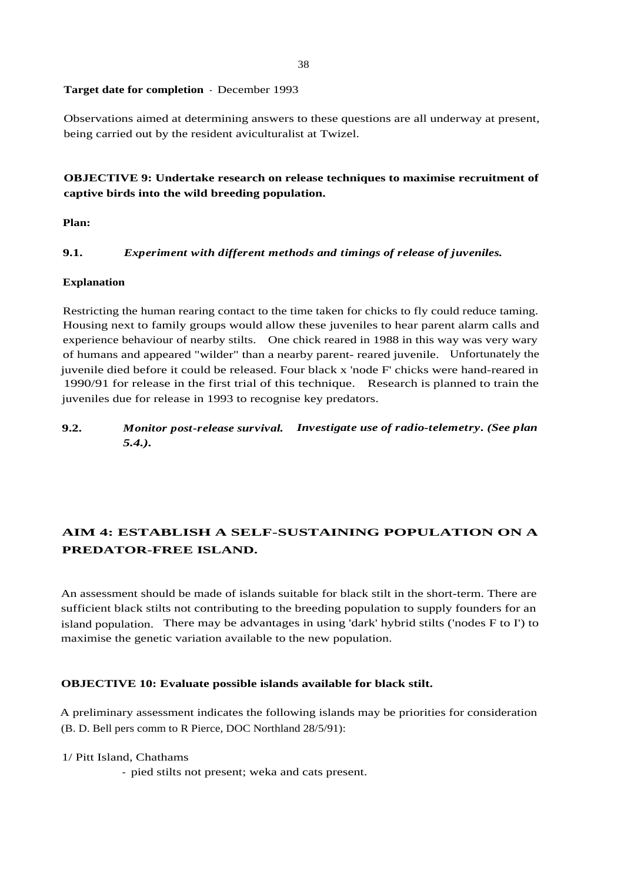**Target date for completion** - December 1993

Observations aimed at determining answers to these questions are all underway at present, being carried out by the resident aviculturalist at Twizel.

**OBJECTIVE 9: Undertake research on release techniques to maximise recruitment of captive birds into the wild breeding population.**

**Plan:**

**9.1.** ***Experiment with different methods and timings of release of juveniles.***

**Explanation**

Restricting the human rearing contact to the time taken for chicks to fly could reduce taming. Housing next to family groups would allow these juveniles to hear parent alarm calls and experience behaviour of nearby stilts. One chick reared in 1988 in this way was very wary of humans and appeared "wilder" than a nearby parent- reared juvenile. Unfortunately the juvenile died before it could be released. Four black x 'node F' chicks were hand-reared in 1990/91 for release in the first trial of this technique. Research is planned to train the juveniles due for release in 1993 to recognise key predators.

**9.2.** ***Monitor post-release survival. Investigate use of radio-telemetry. (See plan 5.4.).***

## AIM 4: ESTABLISH A SELF-SUSTAINING POPULATION ON A PREDATOR-FREE ISLAND.

An assessment should be made of islands suitable for black stilt in the short-term. There are sufficient black stilts not contributing to the breeding population to supply founders for an island population. There may be advantages in using 'dark' hybrid stilts ('nodes F to I') to maximise the genetic variation available to the new population.

**OBJECTIVE 10: Evaluate possible islands available for black stilt.**

A preliminary assessment indicates the following islands may be priorities for consideration (B. D. Bell pers comm to R Pierce, DOC Northland 28/5/91):

1/ Pitt Island, Chathams

- pied stilts not present; weka and cats present.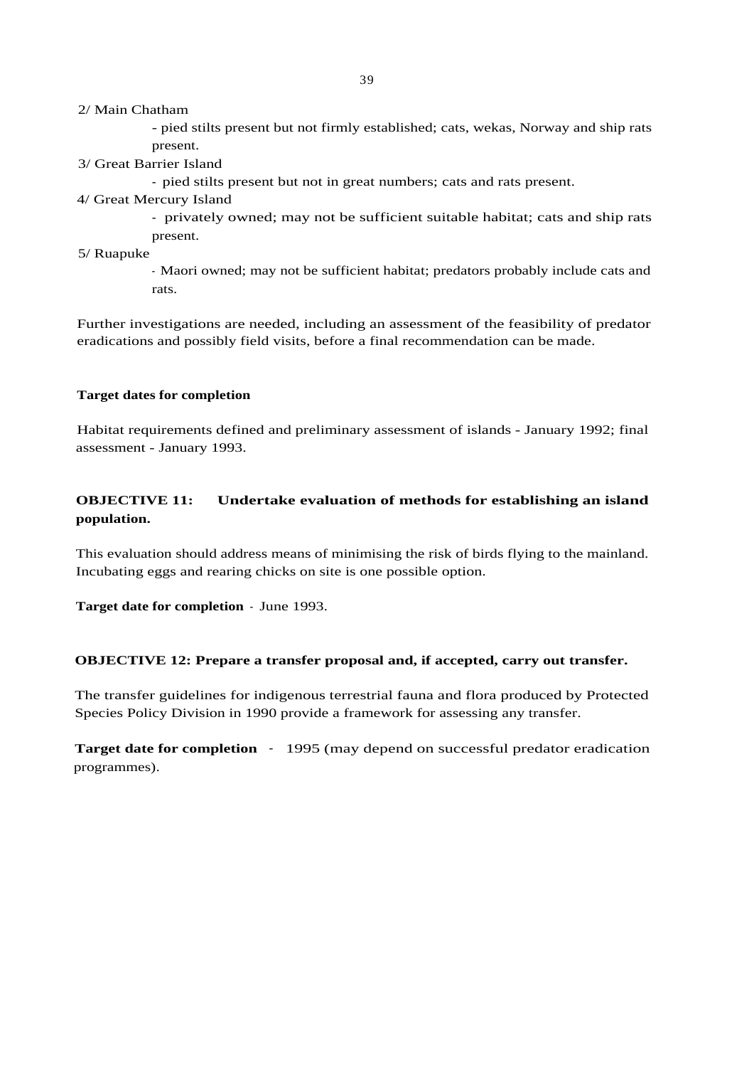2/ Main Chatham

- pied stilts present but not firmly established; cats, wekas, Norway and ship rats present.

3/ Great Barrier Island

- pied stilts present but not in great numbers; cats and rats present.

4/ Great Mercury Island

- privately owned; may not be sufficient suitable habitat; cats and ship rats present.

5/ Ruapuke

- Maori owned; may not be sufficient habitat; predators probably include cats and rats.

Further investigations are needed, including an assessment of the feasibility of predator eradications and possibly field visits, before a final recommendation can be made.

**Target dates for completion**

Habitat requirements defined and preliminary assessment of islands - January 1992; final assessment - January 1993.

## OBJECTIVE 11: Undertake evaluation of methods for establishing an island population.

This evaluation should address means of minimising the risk of birds flying to the mainland. Incubating eggs and rearing chicks on site is one possible option.

**Target date for completion** - June 1993.

## OBJECTIVE 12: Prepare a transfer proposal and, if accepted, carry out transfer.

The transfer guidelines for indigenous terrestrial fauna and flora produced by Protected Species Policy Division in 1990 provide a framework for assessing any transfer.

**Target date for completion** - 1995 (may depend on successful predator eradication programmes).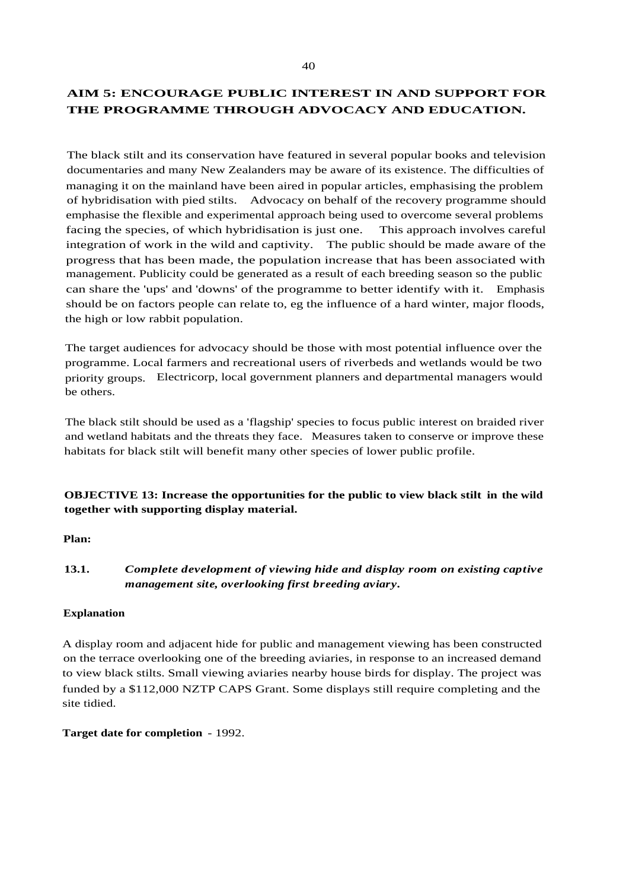## AIM 5: ENCOURAGE PUBLIC INTEREST IN AND SUPPORT FOR THE PROGRAMME THROUGH ADVOCACY AND EDUCATION.

The black stilt and its conservation have featured in several popular books and television documentaries and many New Zealanders may be aware of its existence. The difficulties of managing it on the mainland have been aired in popular articles, emphasising the problem of hybridisation with pied stilts. Advocacy on behalf of the recovery programme should emphasise the flexible and experimental approach being used to overcome several problems facing the species, of which hybridisation is just one. This approach involves careful integration of work in the wild and captivity. The public should be made aware of the progress that has been made, the population increase that has been associated with management. Publicity could be generated as a result of each breeding season so the public can share the 'ups' and 'downs' of the programme to better identify with it. Emphasis should be on factors people can relate to, eg the influence of a hard winter, major floods, the high or low rabbit population.

The target audiences for advocacy should be those with most potential influence over the programme. Local farmers and recreational users of riverbeds and wetlands would be two priority groups. Electricorp, local government planners and departmental managers would be others.

The black stilt should be used as a 'flagship' species to focus public interest on braided river and wetland habitats and the threats they face. Measures taken to conserve or improve these habitats for black stilt will benefit many other species of lower public profile.

**OBJECTIVE 13: Increase the opportunities for the public to view black stilt in the wild together with supporting display material.**

**Plan:**

**13.1.** ***Complete development of viewing hide and display room on existing captive management site, overlooking first breeding aviary.***

**Explanation**

A display room and adjacent hide for public and management viewing has been constructed on the terrace overlooking one of the breeding aviaries, in response to an increased demand to view black stilts. Small viewing aviaries nearby house birds for display. The project was funded by a $112,000 NZTP CAPS Grant. Some displays still require completing and the site tidied.

**Target date for completion** - 1992.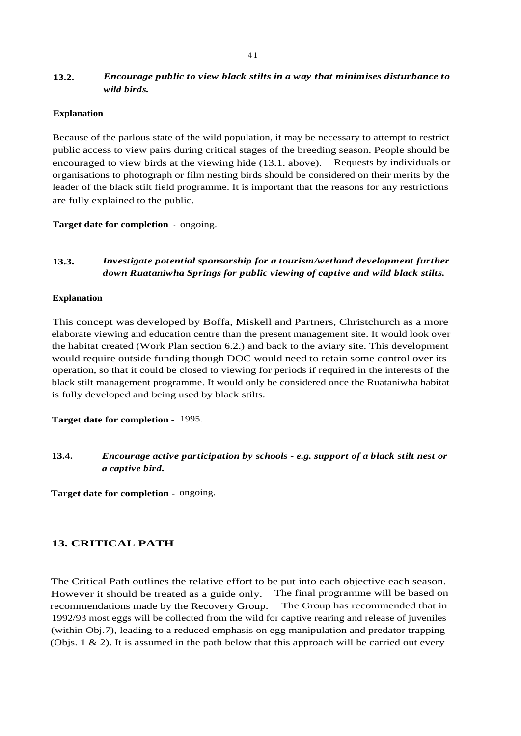### 13.2. *Encourage public to view black stilts in a way that minimises disturbance to wild birds.*

**Explanation**

Because of the parlous state of the wild population, it may be necessary to attempt to restrict public access to view pairs during critical stages of the breeding season. People should be encouraged to view birds at the viewing hide (13.1. above). Requests by individuals or organisations to photograph or film nesting birds should be considered on their merits by the leader of the black stilt field programme. It is important that the reasons for any restrictions are fully explained to the public.

**Target date for completion** - ongoing.

### 13.3. *Investigate potential sponsorship for a tourism/wetland development further down Ruataniwha Springs for public viewing of captive and wild black stilts.*

**Explanation**

This concept was developed by Boffa, Miskell and Partners, Christchurch as a more elaborate viewing and education centre than the present management site. It would look over the habitat created (Work Plan section 6.2.) and back to the aviary site. This development would require outside funding though DOC would need to retain some control over its operation, so that it could be closed to viewing for periods if required in the interests of the black stilt management programme. It would only be considered once the Ruataniwha habitat is fully developed and being used by black stilts.

**Target date for completion -** 1995.

### 13.4. *Encourage active participation by schools - e.g. support of a black stilt nest or a captive bird.*

**Target date for completion -** ongoing.

## 13. CRITICAL PATH

The Critical Path outlines the relative effort to be put into each objective each season. However it should be treated as a guide only. The final programme will be based on recommendations made by the Recovery Group. The Group has recommended that in 1992/93 most eggs will be collected from the wild for captive rearing and release of juveniles (within Obj.7), leading to a reduced emphasis on egg manipulation and predator trapping (Objs. 1 & 2). It is assumed in the path below that this approach will be carried out every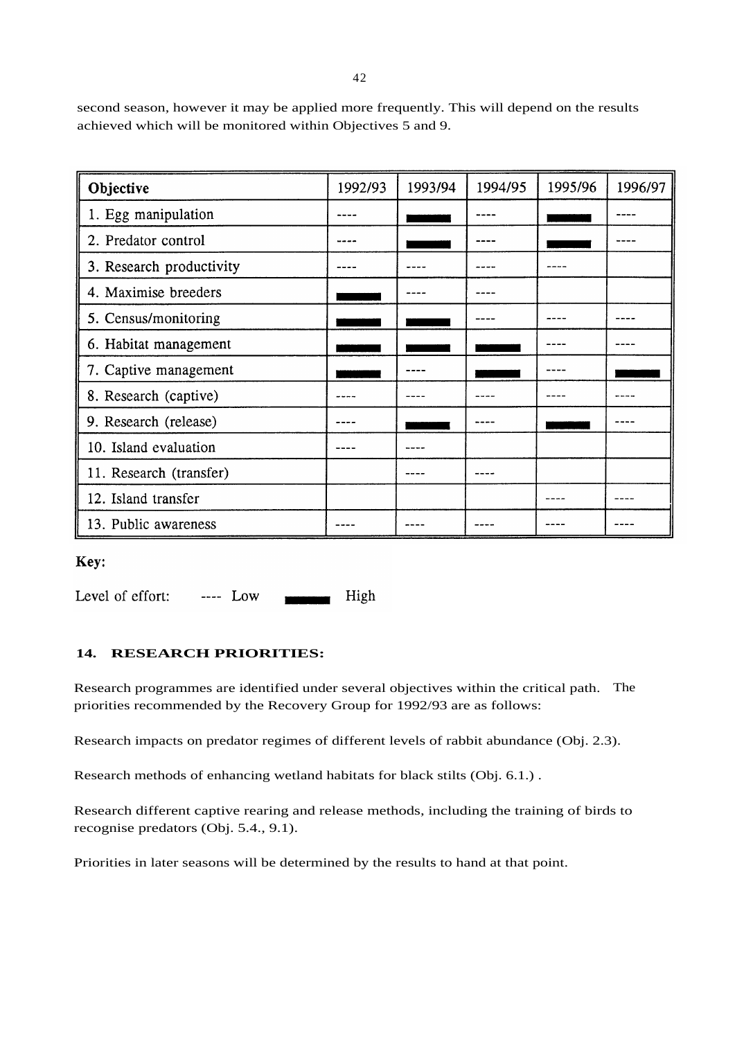second season, however it may be applied more frequently. This will depend on the results achieved which will be monitored within Objectives 5 and 9.

| Objective | 1992/93 | 1993/94 | 1994/95 | 1995/96 | 1996/97 |
|---|---|---|---|---|---|
| 1. Egg manipulation | ---- | High | ---- | High | ---- |
| 2. Predator control | ---- | High | ---- | High | ---- |
| 3. Research productivity | ---- | ---- | ---- | ---- | |
| 4. Maximise breeders | High | ---- | ---- | | |
| 5. Census/monitoring | High | High | ---- | ---- | ---- |
| 6. Habitat management | High | High | High | ---- | ---- |
| 7. Captive management | High | ---- | High | ---- | High |
| 8. Research (captive) | ---- | ---- | ---- | ---- | ---- |
| 9. Research (release) | ---- | High | ---- | High | ---- |
| 10. Island evaluation | ---- | ---- | | | |
| 11. Research (transfer) | | ---- | ---- | | |
| 12. Island transfer | | | | ---- | ---- |
| 13. Public awareness | ---- | ---- | ---- | ---- | ---- |

**Key:**

Level of effort: ---- Low ▬ High

## 14. RESEARCH PRIORITIES:

Research programmes are identified under several objectives within the critical path. The priorities recommended by the Recovery Group for 1992/93 are as follows:

Research impacts on predator regimes of different levels of rabbit abundance (Obj. 2.3).

Research methods of enhancing wetland habitats for black stilts (Obj. 6.1.) .

Research different captive rearing and release methods, including the training of birds to recognise predators (Obj. 5.4., 9.1).

Priorities in later seasons will be determined by the results to hand at that point.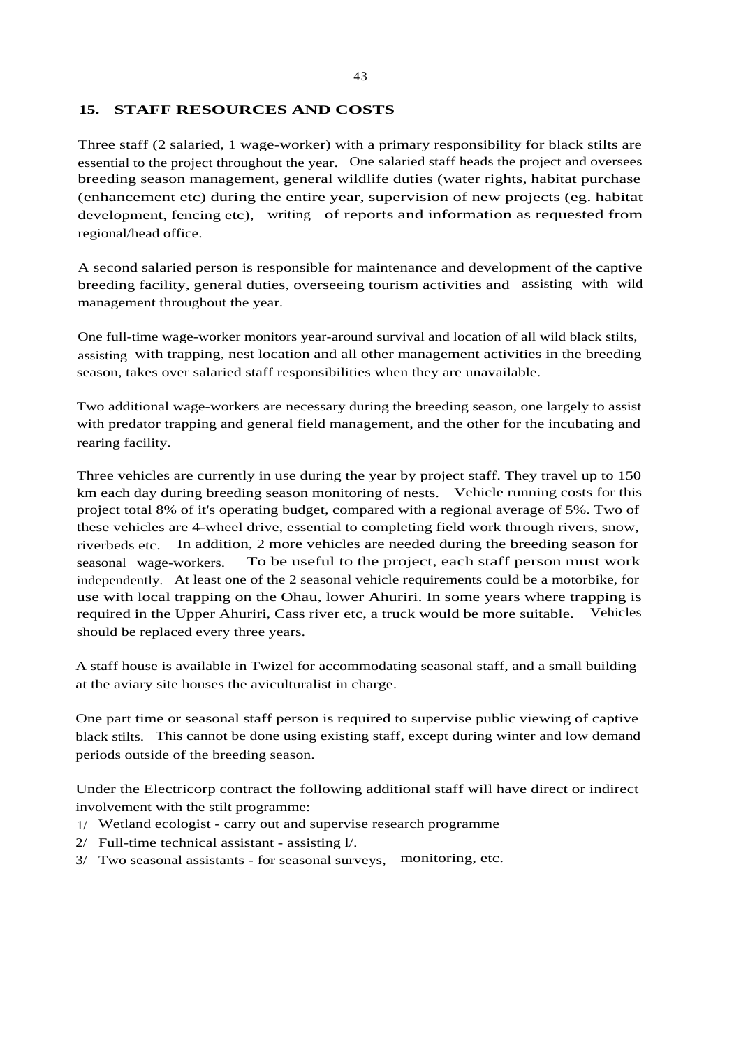## 15. STAFF RESOURCES AND COSTS

Three staff (2 salaried, 1 wage-worker) with a primary responsibility for black stilts are essential to the project throughout the year. One salaried staff heads the project and oversees breeding season management, general wildlife duties (water rights, habitat purchase (enhancement etc) during the entire year, supervision of new projects (eg. habitat development, fencing etc), writing of reports and information as requested from regional/head office.

A second salaried person is responsible for maintenance and development of the captive breeding facility, general duties, overseeing tourism activities and assisting with wild management throughout the year.

One full-time wage-worker monitors year-around survival and location of all wild black stilts, assisting with trapping, nest location and all other management activities in the breeding season, takes over salaried staff responsibilities when they are unavailable.

Two additional wage-workers are necessary during the breeding season, one largely to assist with predator trapping and general field management, and the other for the incubating and rearing facility.

Three vehicles are currently in use during the year by project staff. They travel up to 150 km each day during breeding season monitoring of nests. Vehicle running costs for this project total 8% of it's operating budget, compared with a regional average of 5%. Two of these vehicles are 4-wheel drive, essential to completing field work through rivers, snow, riverbeds etc. In addition, 2 more vehicles are needed during the breeding season for seasonal wage-workers. To be useful to the project, each staff person must work independently. At least one of the 2 seasonal vehicle requirements could be a motorbike, for use with local trapping on the Ohau, lower Ahuriri. In some years where trapping is required in the Upper Ahuriri, Cass river etc, a truck would be more suitable. Vehicles should be replaced every three years.

A staff house is available in Twizel for accommodating seasonal staff, and a small building at the aviary site houses the aviculturalist in charge.

One part time or seasonal staff person is required to supervise public viewing of captive black stilts. This cannot be done using existing staff, except during winter and low demand periods outside of the breeding season.

Under the Electricorp contract the following additional staff will have direct or indirect involvement with the stilt programme:

1/ Wetland ecologist - carry out and supervise research programme
2/ Full-time technical assistant - assisting l/.
3/ Two seasonal assistants - for seasonal surveys, monitoring, etc.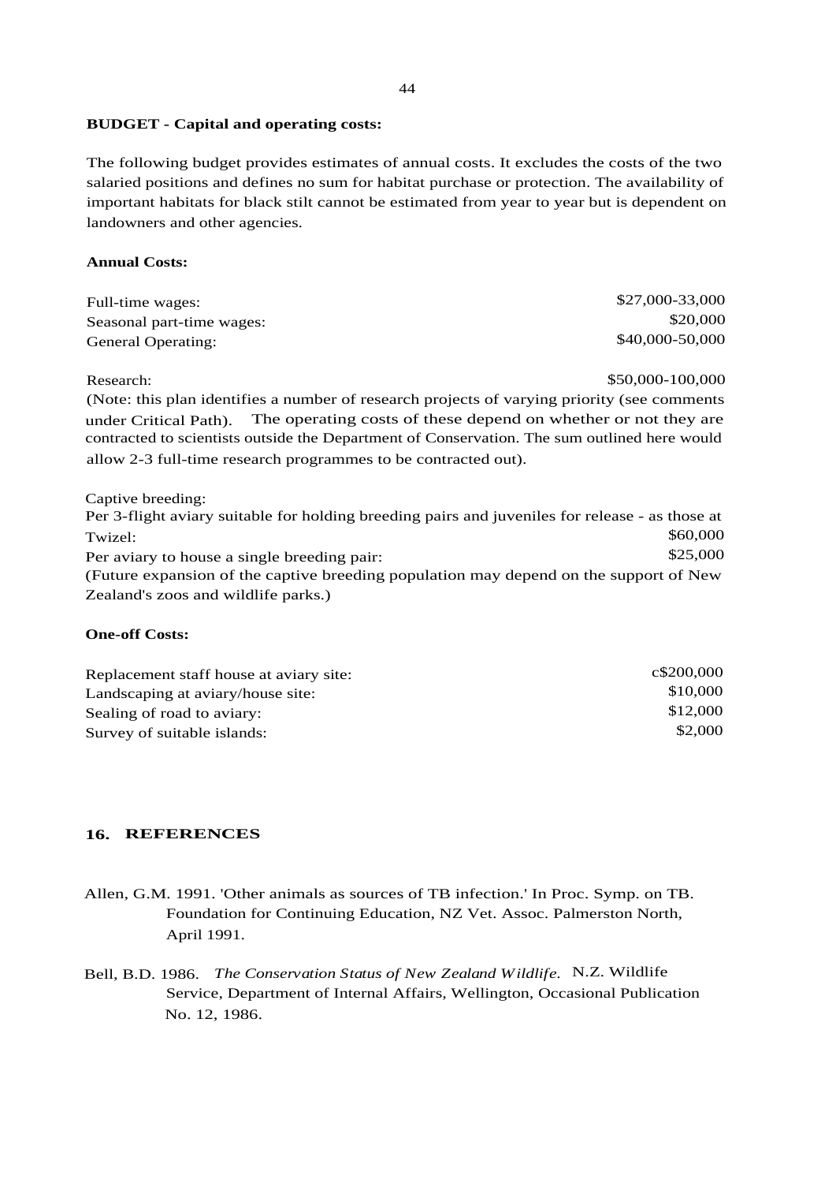**BUDGET - Capital and operating costs:**

The following budget provides estimates of annual costs. It excludes the costs of the two salaried positions and defines no sum for habitat purchase or protection. The availability of important habitats for black stilt cannot be estimated from year to year but is dependent on landowners and other agencies.

**Annual Costs:**

| | |
|---|---|
| Full-time wages: | $27,000-33,000 |
| Seasonal part-time wages: | $20,000 |
| General Operating: | $40,000-50,000 |

Research: $50,000-100,000

(Note: this plan identifies a number of research projects of varying priority (see comments under Critical Path). The operating costs of these depend on whether or not they are contracted to scientists outside the Department of Conservation. The sum outlined here would allow 2-3 full-time research programmes to be contracted out).

Captive breeding:

Per 3-flight aviary suitable for holding breeding pairs and juveniles for release - as those at Twizel: $60,000

Per aviary to house a single breeding pair: $25,000

(Future expansion of the captive breeding population may depend on the support of New Zealand's zoos and wildlife parks.)

**One-off Costs:**

| | |
|---|---|
| Replacement staff house at aviary site: | c$200,000 |
| Landscaping at aviary/house site: | $10,000 |
| Sealing of road to aviary: | $12,000 |
| Survey of suitable islands: | $2,000 |

## 16. REFERENCES

Allen, G.M. 1991. 'Other animals as sources of TB infection.' In Proc. Symp. on TB. Foundation for Continuing Education, NZ Vet. Assoc. Palmerston North, April 1991.

Bell, B.D. 1986. *The Conservation Status of New Zealand Wildlife.* N.Z. Wildlife Service, Department of Internal Affairs, Wellington, Occasional Publication No. 12, 1986.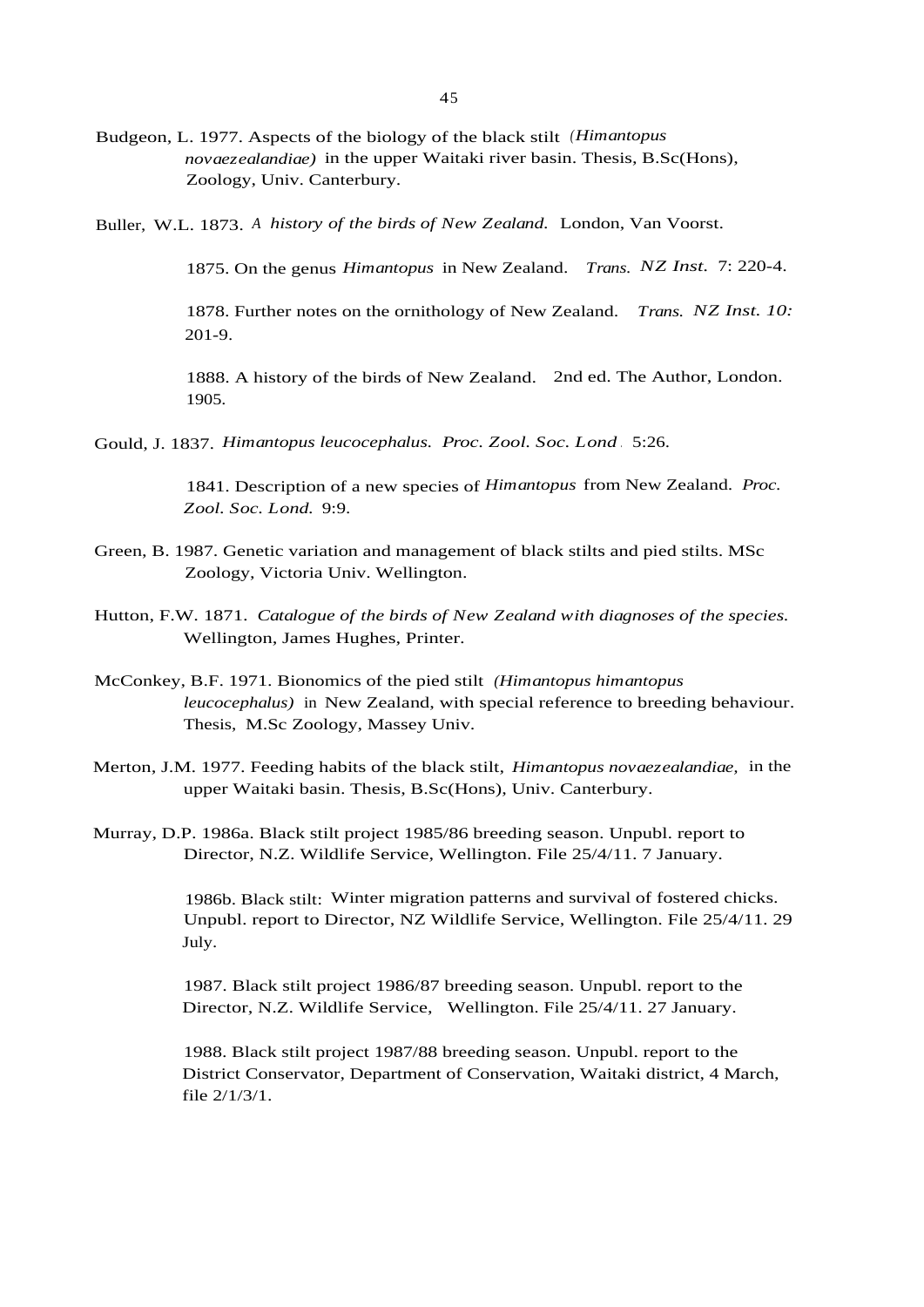Budgeon, L. 1977. Aspects of the biology of the black stilt (*Himantopus novaezealandiae*) in the upper Waitaki river basin. Thesis, B.Sc(Hons), Zoology, Univ. Canterbury.

Buller, W.L. 1873. *A history of the birds of New Zealand.* London, Van Voorst.

1875. On the genus *Himantopus* in New Zealand. *Trans. NZ Inst.* 7: 220-4.

1878. Further notes on the ornithology of New Zealand. *Trans. NZ Inst. 10:* 201-9.

1888. A history of the birds of New Zealand. 2nd ed. The Author, London. 1905.

Gould, J. 1837. *Himantopus leucocephalus. Proc. Zool. Soc. Lond.* 5:26.

1841. Description of a new species of *Himantopus* from New Zealand. *Proc. Zool. Soc. Lond.* 9:9.

Green, B. 1987. Genetic variation and management of black stilts and pied stilts. MSc Zoology, Victoria Univ. Wellington.

Hutton, F.W. 1871. *Catalogue of the birds of New Zealand with diagnoses of the species.* Wellington, James Hughes, Printer.

McConkey, B.F. 1971. Bionomics of the pied stilt (*Himantopus himantopus leucocephalus*) in New Zealand, with special reference to breeding behaviour. Thesis, M.Sc Zoology, Massey Univ.

Merton, J.M. 1977. Feeding habits of the black stilt, *Himantopus novaezealandiae,* in the upper Waitaki basin. Thesis, B.Sc(Hons), Univ. Canterbury.

Murray, D.P. 1986a. Black stilt project 1985/86 breeding season. Unpubl. report to Director, N.Z. Wildlife Service, Wellington. File 25/4/11. 7 January.

1986b. Black stilt: Winter migration patterns and survival of fostered chicks. Unpubl. report to Director, NZ Wildlife Service, Wellington. File 25/4/11. 29 July.

1987. Black stilt project 1986/87 breeding season. Unpubl. report to the Director, N.Z. Wildlife Service, Wellington. File 25/4/11. 27 January.

1988. Black stilt project 1987/88 breeding season. Unpubl. report to the District Conservator, Department of Conservation, Waitaki district, 4 March, file 2/1/3/1.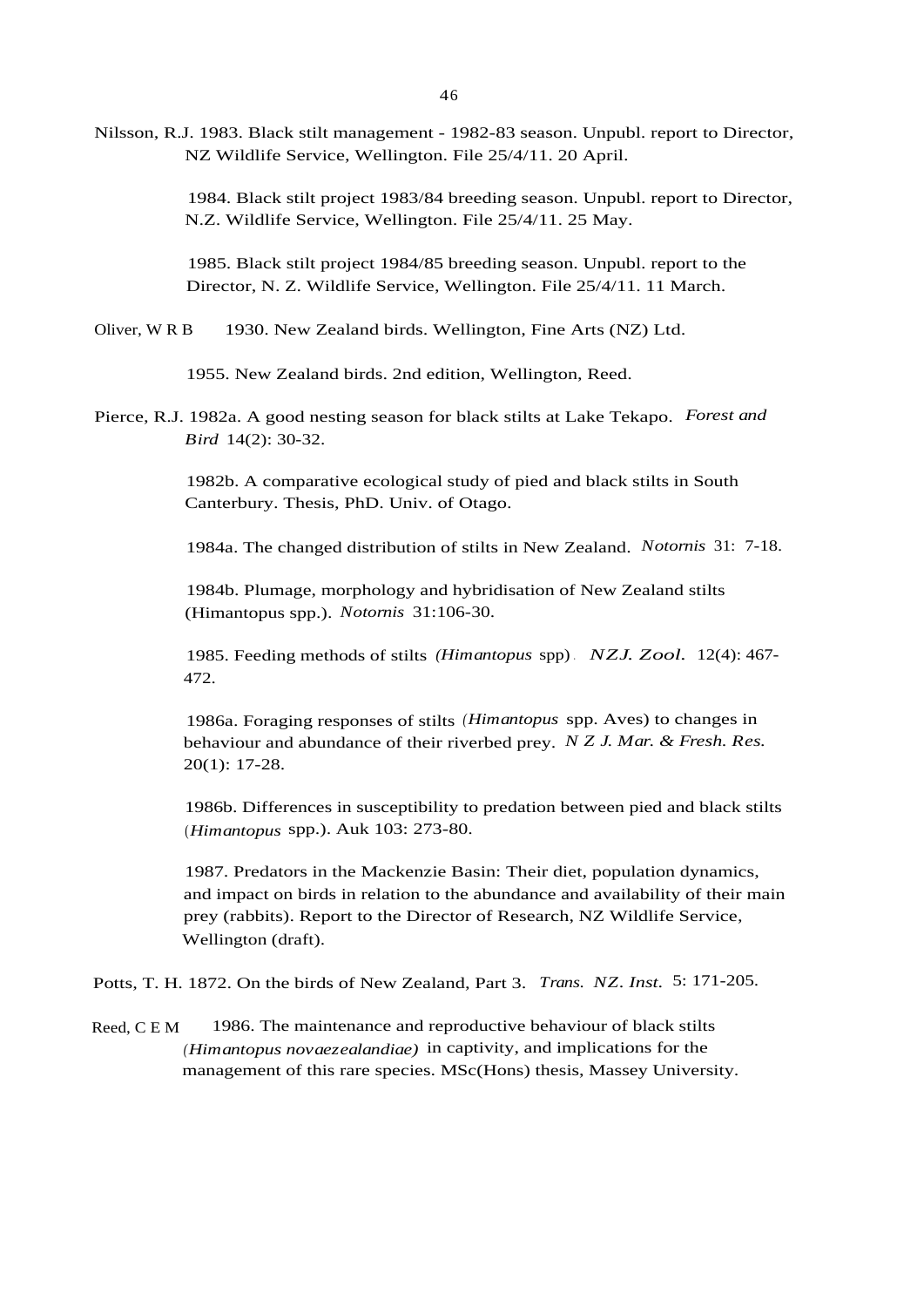Nilsson, R.J. 1983. Black stilt management - 1982-83 season. Unpubl. report to Director, NZ Wildlife Service, Wellington. File 25/4/11. 20 April.

1984. Black stilt project 1983/84 breeding season. Unpubl. report to Director, N.Z. Wildlife Service, Wellington. File 25/4/11. 25 May.

1985. Black stilt project 1984/85 breeding season. Unpubl. report to the Director, N. Z. Wildlife Service, Wellington. File 25/4/11. 11 March.

Oliver, W R B 1930. New Zealand birds. Wellington, Fine Arts (NZ) Ltd.

1955. New Zealand birds. 2nd edition, Wellington, Reed.

Pierce, R.J. 1982a. A good nesting season for black stilts at Lake Tekapo. *Forest and Bird* 14(2): 30-32.

1982b. A comparative ecological study of pied and black stilts in South Canterbury. Thesis, PhD. Univ. of Otago.

1984a. The changed distribution of stilts in New Zealand. *Notornis* 31: 7-18.

1984b. Plumage, morphology and hybridisation of New Zealand stilts (Himantopus spp.). *Notornis* 31:106-30.

1985. Feeding methods of stilts *(Himantopus* spp). *NZJ. Zool.* 12(4): 467-472.

1986a. Foraging responses of stilts *(Himantopus* spp. Aves) to changes in behaviour and abundance of their riverbed prey. *N Z J. Mar. & Fresh. Res.* 20(1): 17-28.

1986b. Differences in susceptibility to predation between pied and black stilts (*Himantopus* spp.). Auk 103: 273-80.

1987. Predators in the Mackenzie Basin: Their diet, population dynamics, and impact on birds in relation to the abundance and availability of their main prey (rabbits). Report to the Director of Research, NZ Wildlife Service, Wellington (draft).

Potts, T. H. 1872. On the birds of New Zealand, Part 3. *Trans. NZ. Inst.* 5: 171-205.

Reed, C E M 1986. The maintenance and reproductive behaviour of black stilts *(Himantopus novaezealandiae)* in captivity, and implications for the management of this rare species. MSc(Hons) thesis, Massey University.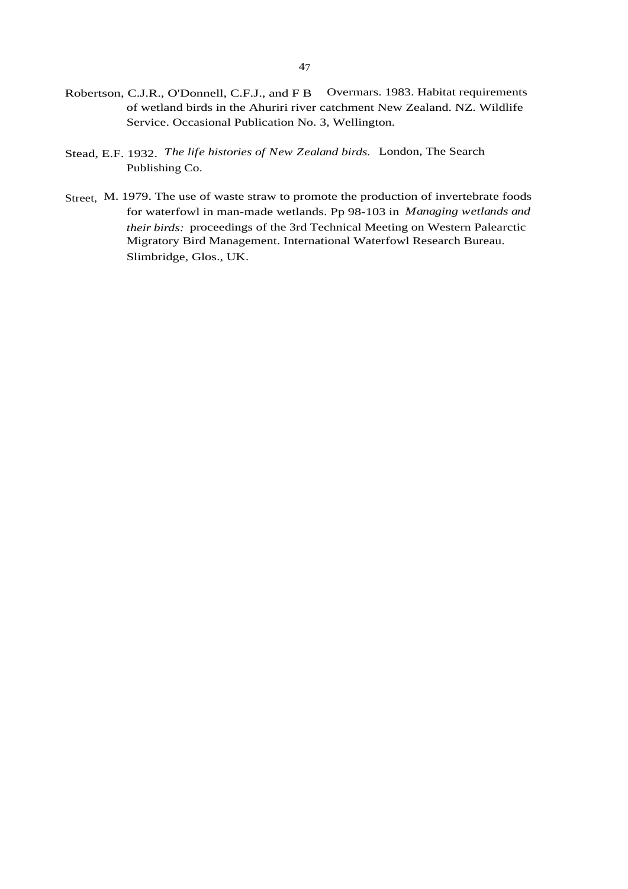Robertson, C.J.R., O'Donnell, C.F.J., and F B Overmars. 1983. Habitat requirements of wetland birds in the Ahuriri river catchment New Zealand. NZ. Wildlife Service. Occasional Publication No. 3, Wellington.

Stead, E.F. 1932. *The life histories of New Zealand birds.* London, The Search Publishing Co.

Street, M. 1979. The use of waste straw to promote the production of invertebrate foods for waterfowl in man-made wetlands. Pp 98-103 in *Managing wetlands and their birds:* proceedings of the 3rd Technical Meeting on Western Palearctic Migratory Bird Management. International Waterfowl Research Bureau. Slimbridge, Glos., UK.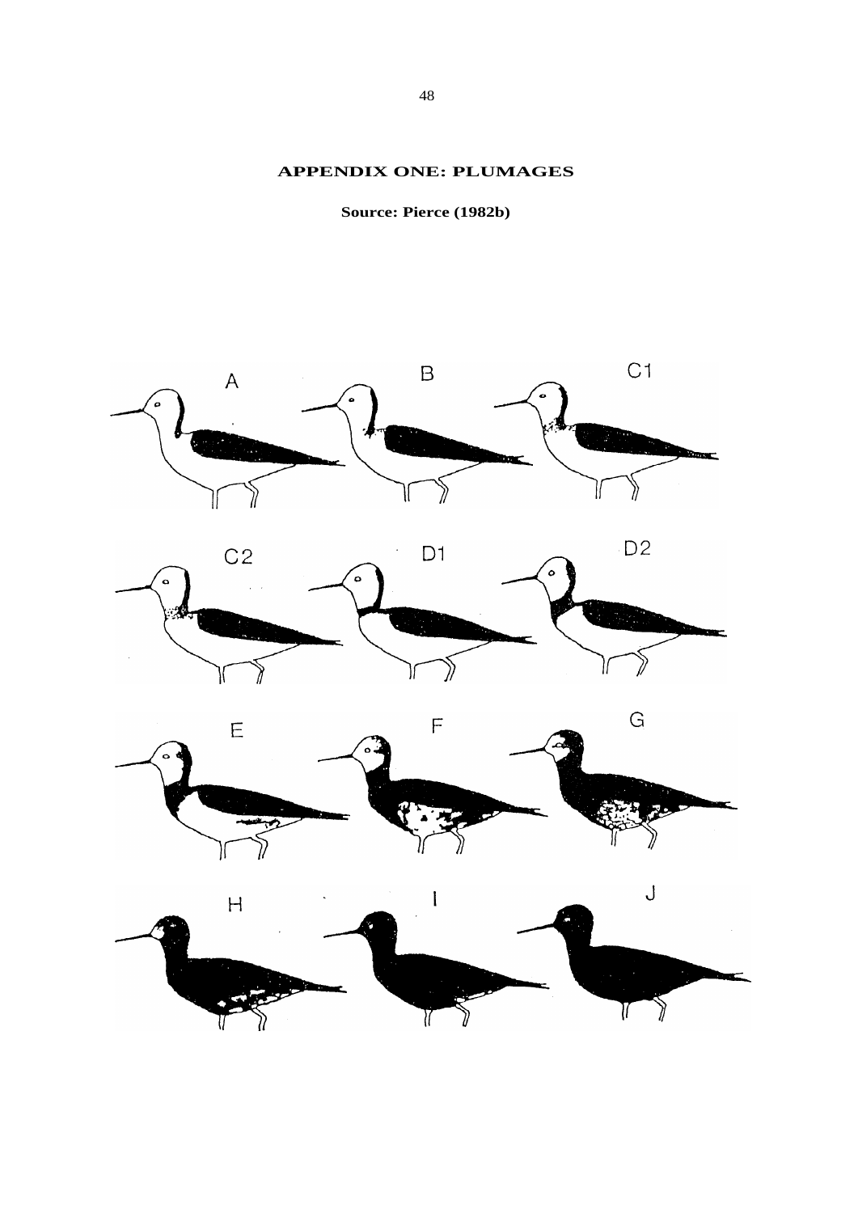## APPENDIX ONE: PLUMAGES

**Source: Pierce (1982b)**

A B C1

C2 D1 D2

E F G

H I J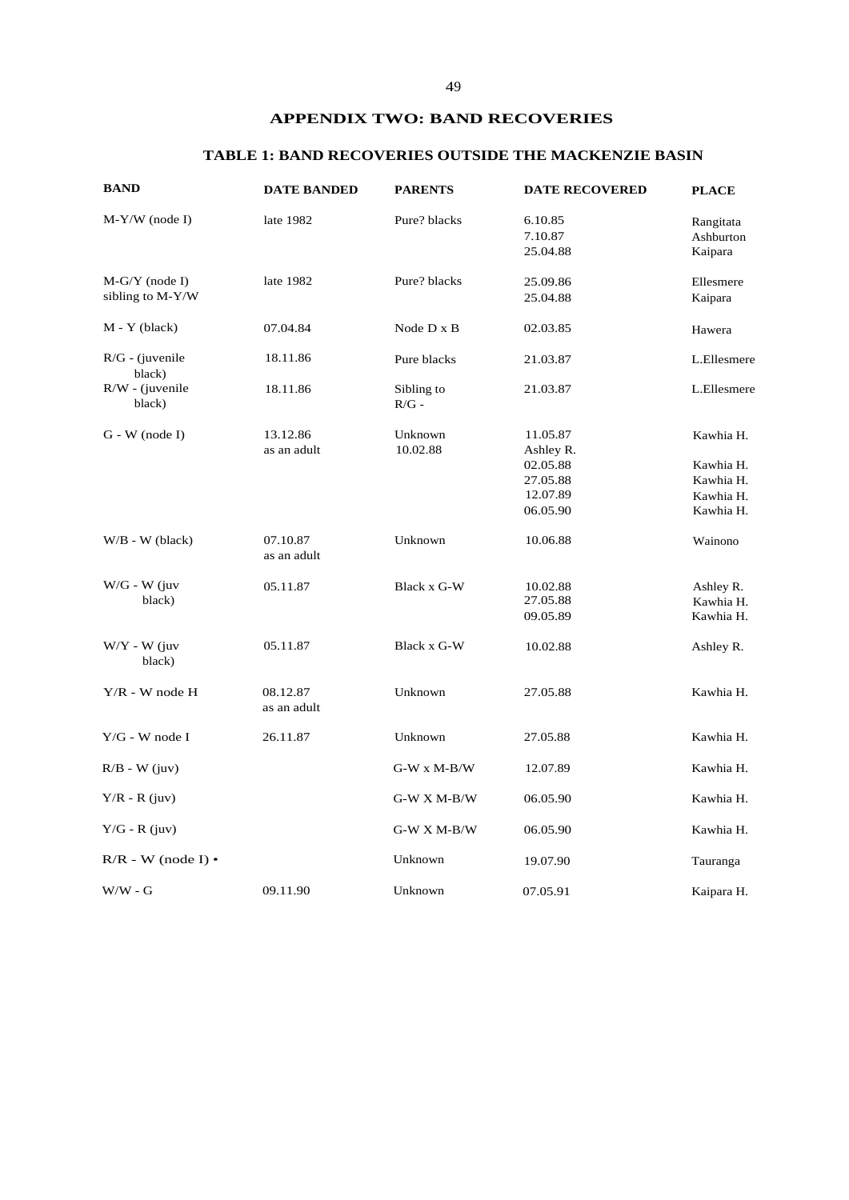## APPENDIX TWO: BAND RECOVERIES

### TABLE 1: BAND RECOVERIES OUTSIDE THE MACKENZIE BASIN

| BAND | DATE BANDED | PARENTS | DATE RECOVERED | PLACE |
|---|---|---|---|---|
| M-Y/W (node I) | late 1982 | Pure? blacks | 6.10.85<br>7.10.87<br>25.04.88 | Rangitata<br>Ashburton<br>Kaipara |
| M-G/Y (node I) sibling to M-Y/W | late 1982 | Pure? blacks | 25.09.86<br>25.04.88 | Ellesmere<br>Kaipara |
| M - Y (black) | 07.04.84 | Node D x B | 02.03.85 | Hawera |
| R/G - (juvenile black) | 18.11.86 | Pure blacks | 21.03.87 | L.Ellesmere |
| R/W - (juvenile black) | 18.11.86 | Sibling to R/G - | 21.03.87 | L.Ellesmere |
| G - W (node I) | 13.12.86 as an adult | Unknown | 11.05.87<br>10.02.88<br>02.05.88<br>27.05.88<br>12.07.89<br>06.05.90 | Kawhia H.<br>Ashley R.<br>Kawhia H.<br>Kawhia H.<br>Kawhia H.<br>Kawhia H. |
| W/B - W (black) | 07.10.87 as an adult | Unknown | 10.06.88 | Wainono |
| W/G - W (juv black) | 05.11.87 | Black x G-W | 10.02.88<br>27.05.88<br>09.05.89 | Ashley R.<br>Kawhia H.<br>Kawhia H. |
| W/Y - W (juv black) | 05.11.87 | Black x G-W | 10.02.88 | Ashley R. |
| Y/R - W node H | 08.12.87 as an adult | Unknown | 27.05.88 | Kawhia H. |
| Y/G - W node I | 26.11.87 | Unknown | 27.05.88 | Kawhia H. |
| R/B - W (juv) | | G-W x M-B/W | 12.07.89 | Kawhia H. |
| Y/R - R (juv) | | G-W X M-B/W | 06.05.90 | Kawhia H. |
| Y/G - R (juv) | | G-W X M-B/W | 06.05.90 | Kawhia H. |
| R/R - W (node I) • | | Unknown | 19.07.90 | Tauranga |
| W/W - G | 09.11.90 | Unknown | 07.05.91 | Kaipara H. |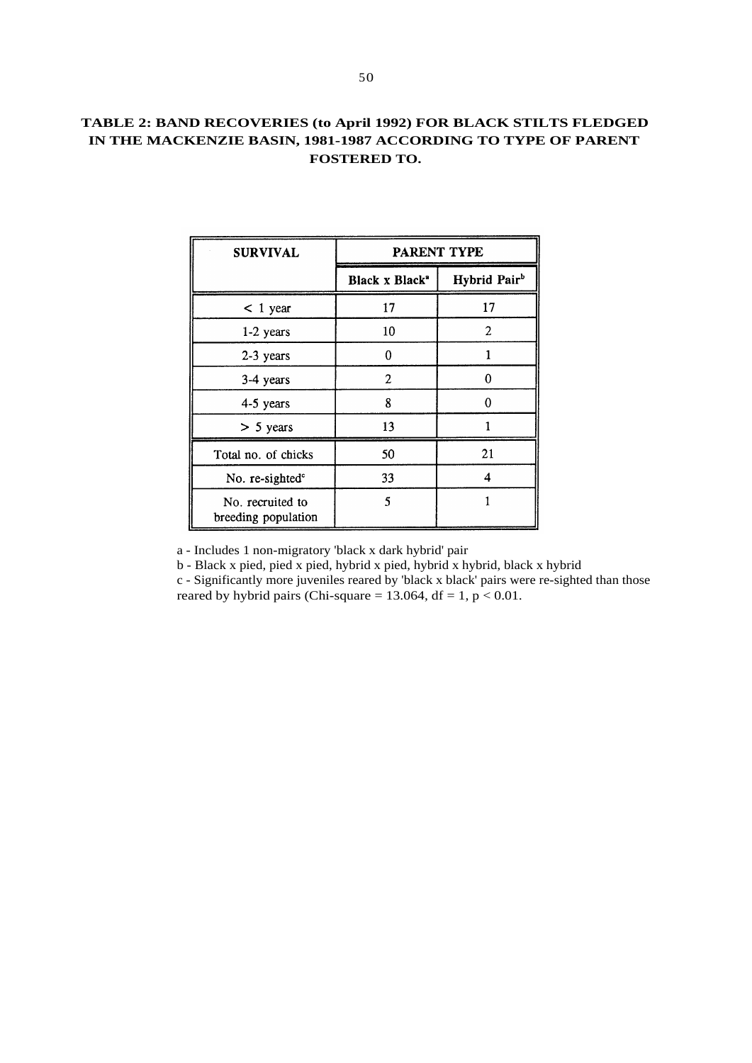**TABLE 2: BAND RECOVERIES (to April 1992) FOR BLACK STILTS FLEDGED IN THE MACKENZIE BASIN, 1981-1987 ACCORDING TO TYPE OF PARENT FOSTERED TO.**

| SURVIVAL | PARENT TYPE | |
|---|---|---|
| | Black x Black[a] | Hybrid Pair[b] |
| < 1 year | 17 | 17 |
| 1-2 years | 10 | 2 |
| 2-3 years | 0 | 1 |
| 3-4 years | 2 | 0 |
| 4-5 years | 8 | 0 |
| > 5 years | 13 | 1 |
| Total no. of chicks | 50 | 21 |
| No. re-sighted[c] | 33 | 4 |
| No. recruited to breeding population | 5 | 1 |

a - Includes 1 non-migratory 'black x dark hybrid' pair

b - Black x pied, pied x pied, hybrid x pied, hybrid x hybrid, black x hybrid

c - Significantly more juveniles reared by 'black x black' pairs were re-sighted than those reared by hybrid pairs (Chi-square = 13.064, df = 1, $p < 0.01$.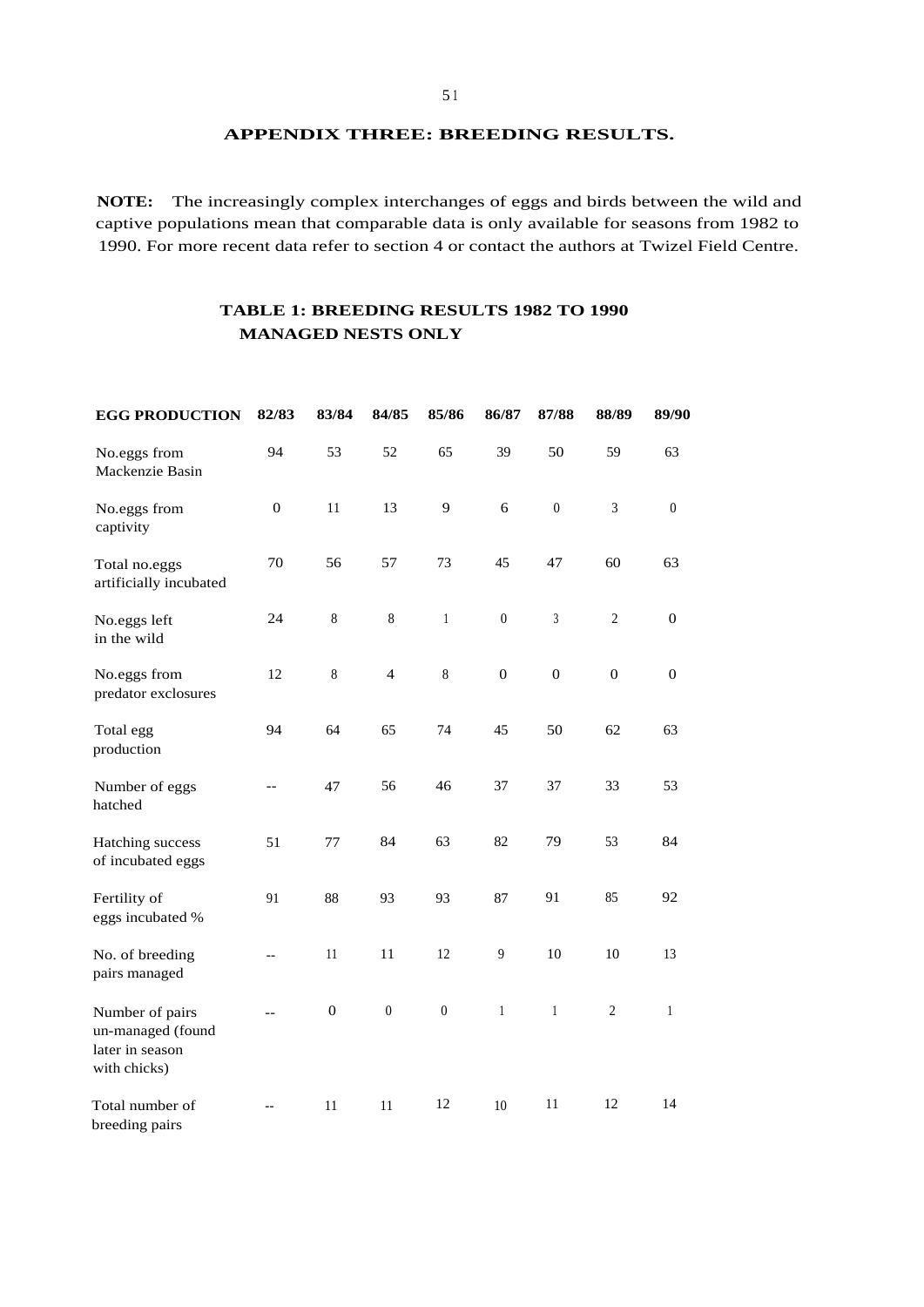## APPENDIX THREE: BREEDING RESULTS.

**NOTE:** The increasingly complex interchanges of eggs and birds between the wild and captive populations mean that comparable data is only available for seasons from 1982 to 1990. For more recent data refer to section 4 or contact the authors at Twizel Field Centre.

### TABLE 1: BREEDING RESULTS 1982 TO 1990 MANAGED NESTS ONLY

| EGG PRODUCTION | 82/83 | 83/84 | 84/85 | 85/86 | 86/87 | 87/88 | 88/89 | 89/90 |
|---|---|---|---|---|---|---|---|---|
| No.eggs from Mackenzie Basin | 94 | 53 | 52 | 65 | 39 | 50 | 59 | 63 |
| No.eggs from captivity | 0 | 11 | 13 | 9 | 6 | 0 | 3 | 0 |
| Total no.eggs artificially incubated | 70 | 56 | 57 | 73 | 45 | 47 | 60 | 63 |
| No.eggs left in the wild | 24 | 8 | 8 | 1 | 0 | 3 | 2 | 0 |
| No.eggs from predator exclosures | 12 | 8 | 4 | 8 | 0 | 0 | 0 | 0 |
| Total egg production | 94 | 64 | 65 | 74 | 45 | 50 | 62 | 63 |
| Number of eggs hatched | -- | 47 | 56 | 46 | 37 | 37 | 33 | 53 |
| Hatching success of incubated eggs | 51 | 77 | 84 | 63 | 82 | 79 | 53 | 84 |
| Fertility of eggs incubated % | 91 | 88 | 93 | 93 | 87 | 91 | 85 | 92 |
| No. of breeding pairs managed | -- | 11 | 11 | 12 | 9 | 10 | 10 | 13 |
| Number of pairs un-managed (found later in season with chicks) | -- | 0 | 0 | 0 | 1 | 1 | 2 | 1 |
| Total number of breeding pairs | -- | 11 | 11 | 12 | 10 | 11 | 12 | 14 |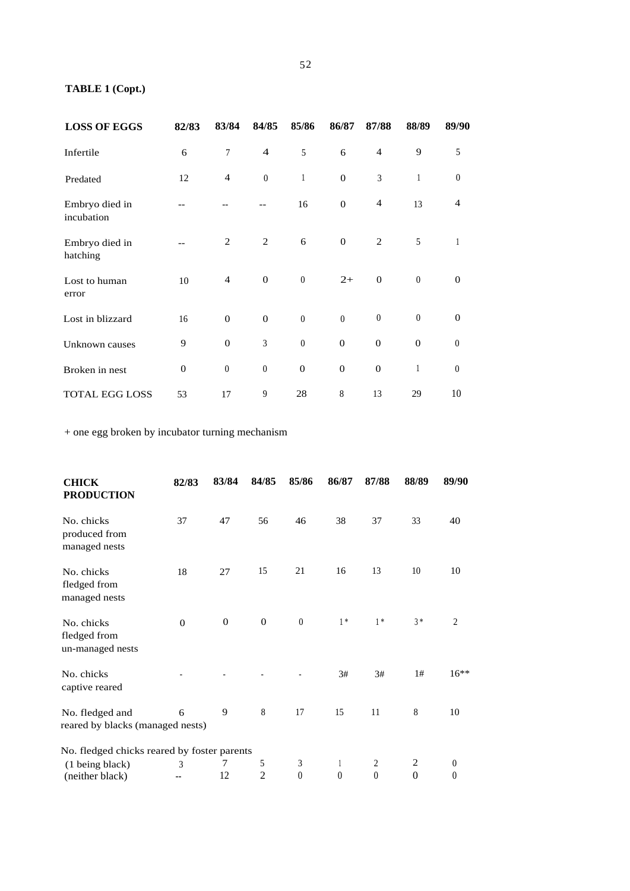**TABLE 1 (Copt.)**

| **LOSS OF EGGS** | **82/83** | **83/84** | **84/85** | **85/86** | **86/87** | **87/88** | **88/89** | **89/90** |
|---|---|---|---|---|---|---|---|---|
| Infertile | 6 | 7 | 4 | 5 | 6 | 4 | 9 | 5 |
| Predated | 12 | 4 | 0 | 1 | 0 | 3 | 1 | 0 |
| Embryo died in incubation | -- | -- | -- | 16 | 0 | 4 | 13 | 4 |
| Embryo died in hatching | -- | 2 | 2 | 6 | 0 | 2 | 5 | 1 |
| Lost to human error | 10 | 4 | 0 | 0 | 2+ | 0 | 0 | 0 |
| Lost in blizzard | 16 | 0 | 0 | 0 | 0 | 0 | 0 | 0 |
| Unknown causes | 9 | 0 | 3 | 0 | 0 | 0 | 0 | 0 |
| Broken in nest | 0 | 0 | 0 | 0 | 0 | 0 | 1 | 0 |
| TOTAL EGG LOSS | 53 | 17 | 9 | 28 | 8 | 13 | 29 | 10 |

+ one egg broken by incubator turning mechanism

| **CHICK PRODUCTION** | **82/83** | **83/84** | **84/85** | **85/86** | **86/87** | **87/88** | **88/89** | **89/90** |
|---|---|---|---|---|---|---|---|---|
| No. chicks produced from managed nests | 37 | 47 | 56 | 46 | 38 | 37 | 33 | 40 |
| No. chicks fledged from managed nests | 18 | 27 | 15 | 21 | 16 | 13 | 10 | 10 |
| No. chicks fledged from un-managed nests | 0 | 0 | 0 | 0 | 1* | 1* | 3* | 2 |
| No. chicks captive reared | - | - | - | - | 3# | 3# | 1# | 16** |
| No. fledged and reared by blacks (managed nests) | 6 | 9 | 8 | 17 | 15 | 11 | 8 | 10 |
| No. fledged chicks reared by foster parents | | | | | | | | |
| (1 being black) | 3 | 7 | 5 | 3 | 1 | 2 | 2 | 0 |
| (neither black) | -- | 12 | 2 | 0 | 0 | 0 | 0 | 0 |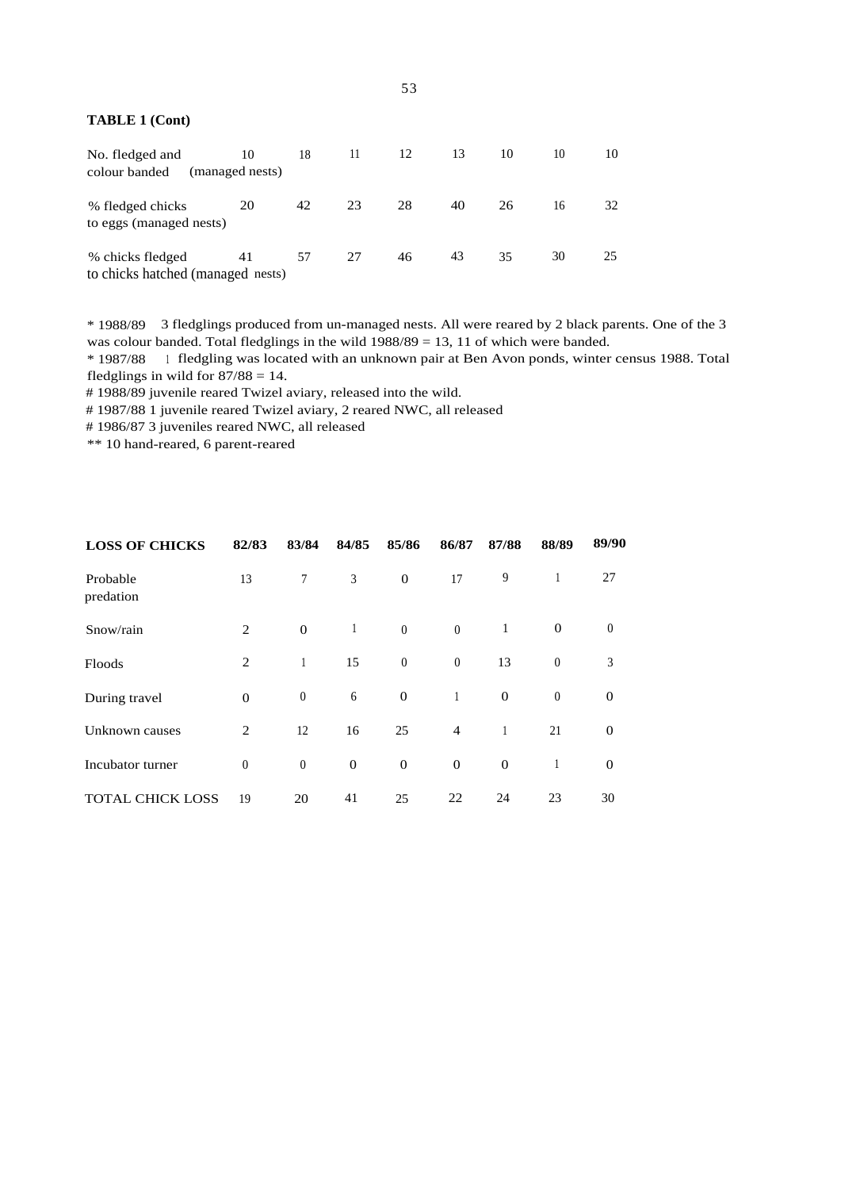**TABLE 1 (Cont)**

| | | | | | | | | |
|---|---|---|---|---|---|---|---|---|
| No. fledged and colour banded (managed nests) | 10 | 18 | 11 | 12 | 13 | 10 | 10 | 10 |
| % fledged chicks to eggs (managed nests) | 20 | 42 | 23 | 28 | 40 | 26 | 16 | 32 |
| % chicks fledged to chicks hatched (managed nests) | 41 | 57 | 27 | 46 | 43 | 35 | 30 | 25 |

\* 1988/89 3 fledglings produced from un-managed nests. All were reared by 2 black parents. One of the 3 was colour banded. Total fledglings in the wild 1988/89 = 13, 11 of which were banded.
\* 1987/88 1 fledgling was located with an unknown pair at Ben Avon ponds, winter census 1988. Total fledglings in wild for 87/88 = 14.
# 1988/89 juvenile reared Twizel aviary, released into the wild.
# 1987/88 1 juvenile reared Twizel aviary, 2 reared NWC, all released
# 1986/87 3 juveniles reared NWC, all released
** 10 hand-reared, 6 parent-reared

| **LOSS OF CHICKS** | **82/83** | **83/84** | **84/85** | **85/86** | **86/87** | **87/88** | **88/89** | **89/90** |
|---|---|---|---|---|---|---|---|---|
| Probable predation | 13 | 7 | 3 | 0 | 17 | 9 | 1 | 27 |
| Snow/rain | 2 | 0 | 1 | 0 | 0 | 1 | 0 | 0 |
| Floods | 2 | 1 | 15 | 0 | 0 | 13 | 0 | 3 |
| During travel | 0 | 0 | 6 | 0 | 1 | 0 | 0 | 0 |
| Unknown causes | 2 | 12 | 16 | 25 | 4 | 1 | 21 | 0 |
| Incubator turner | 0 | 0 | 0 | 0 | 0 | 0 | 1 | 0 |
| TOTAL CHICK LOSS | 19 | 20 | 41 | 25 | 22 | 24 | 23 | 30 |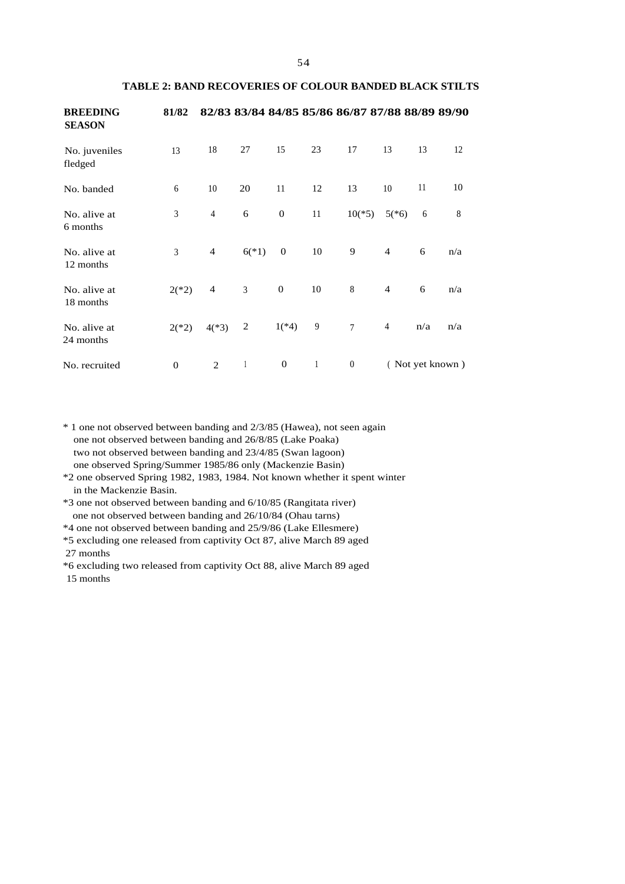**TABLE 2: BAND RECOVERIES OF COLOUR BANDED BLACK STILTS**

| BREEDING SEASON | 81/82 | 82/83 | 83/84 | 84/85 | 85/86 | 86/87 | 87/88 | 88/89 | 89/90 |
|---|---|---|---|---|---|---|---|---|---|
| No. juveniles fledged | 13 | 18 | 27 | 15 | 23 | 17 | 13 | 13 | 12 |
| No. banded | 6 | 10 | 20 | 11 | 12 | 13 | 10 | 11 | 10 |
| No. alive at 6 months | 3 | 4 | 6 | 0 | 11 | 10(*5) | 5(*6) | 6 | 8 |
| No. alive at 12 months | 3 | 4 | 6(*1) | 0 | 10 | 9 | 4 | 6 | n/a |
| No. alive at 18 months | 2(*2) | 4 | 3 | 0 | 10 | 8 | 4 | 6 | n/a |
| No. alive at 24 months | 2(*2) | 4(*3) | 2 | 1(*4) | 9 | 7 | 4 | n/a | n/a |
| No. recruited | 0 | 2 | 1 | 0 | 1 | 0 | ( Not yet known ) | | |

\* 1 one not observed between banding and 2/3/85 (Hawea), not seen again
one not observed between banding and 26/8/85 (Lake Poaka)
two not observed between banding and 23/4/85 (Swan lagoon)
one observed Spring/Summer 1985/86 only (Mackenzie Basin)

*2 one observed Spring 1982, 1983, 1984. Not known whether it spent winter in the Mackenzie Basin.

*3 one not observed between banding and 6/10/85 (Rangitata river)
one not observed between banding and 26/10/84 (Ohau tarns)

*4 one not observed between banding and 25/9/86 (Lake Ellesmere)

*5 excluding one released from captivity Oct 87, alive March 89 aged 27 months

*6 excluding two released from captivity Oct 88, alive March 89 aged 15 months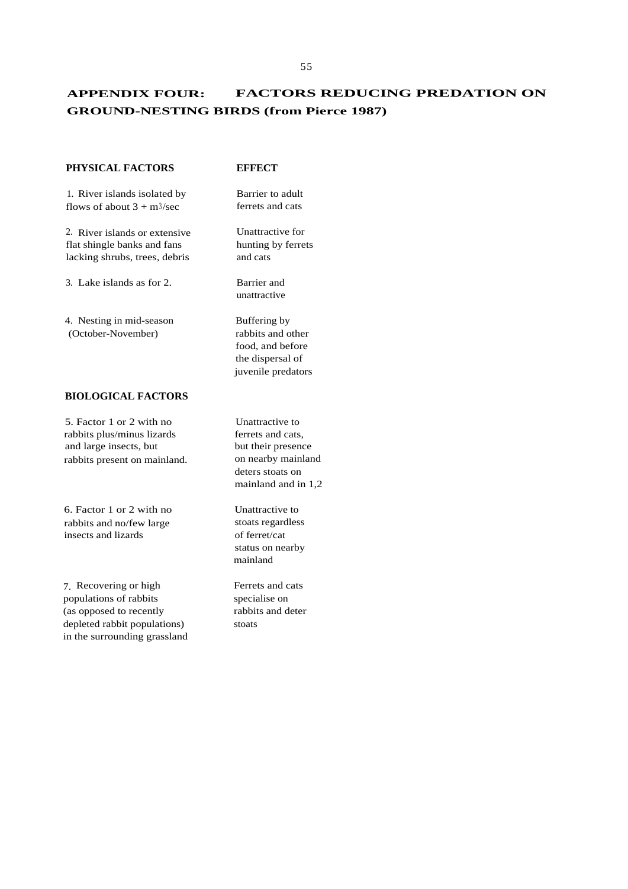# APPENDIX FOUR: FACTORS REDUCING PREDATION ON GROUND-NESTING BIRDS (from Pierce 1987)

| PHYSICAL FACTORS | EFFECT |
| --- | --- |
| 1. River islands isolated by flows of about 3 + $m^3$/sec | Barrier to adult ferrets and cats |
| 2. River islands or extensive flat shingle banks and fans lacking shrubs, trees, debris | Unattractive for hunting by ferrets and cats |
| 3. Lake islands as for 2. | Barrier and unattractive |
| 4. Nesting in mid-season (October-November) | Buffering by rabbits and other food, and before the dispersal of juvenile predators |
| **BIOLOGICAL FACTORS** | |
| 5. Factor 1 or 2 with no rabbits plus/minus lizards and large insects, but rabbits present on mainland. | Unattractive to ferrets and cats, but their presence on nearby mainland deters stoats on mainland and in 1,2 |
| 6. Factor 1 or 2 with no rabbits and no/few large insects and lizards | Unattractive to stoats regardless of ferret/cat status on nearby mainland |
| 7. Recovering or high populations of rabbits (as opposed to recently depleted rabbit populations) in the surrounding grassland | Ferrets and cats specialise on rabbits and deter stoats |